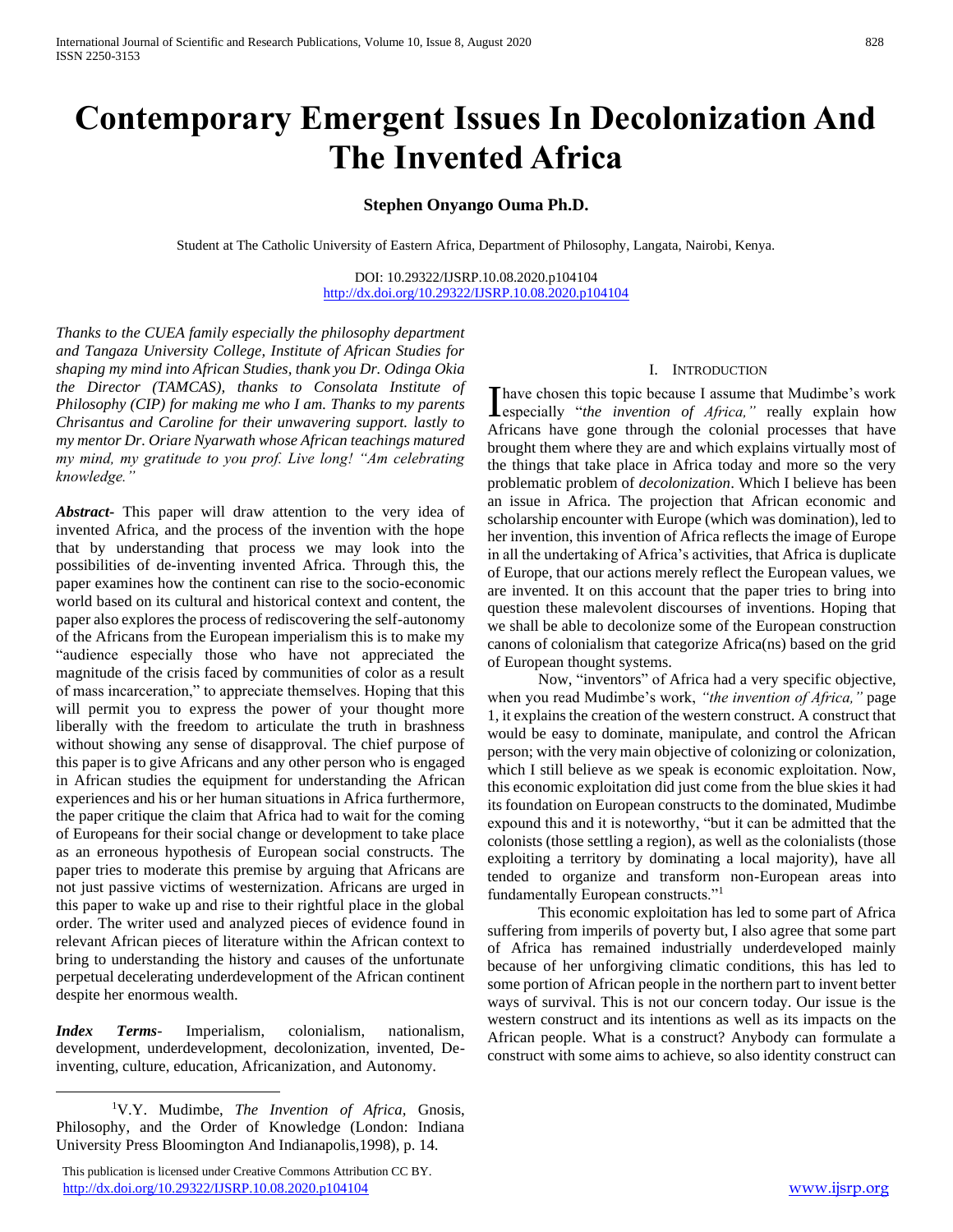# Contemporary Emergent Issues In Decolonization And The Invented Africa

**Stephen Onyango Ouma Ph.D.**

Student at The Catholic University of Eastern Africa, Department of Philosophy, Langata, Nairobi, Kenya.

DOI: 10.29322/IJSRP.10.08.2020.p104104
http://dx.doi.org/10.29322/IJSRP.10.08.2020.p104104

*Thanks to the CUEA family especially the philosophy department and Tangaza University College, Institute of African Studies for shaping my mind into African Studies, thank you Dr. Odinga Okia the Director (TAMCAS), thanks to Consolata Institute of Philosophy (CIP) for making me who I am. Thanks to my parents Chrisantus and Caroline for their unwavering support. lastly to my mentor Dr. Oriare Nyarwath whose African teachings matured my mind, my gratitude to you prof. Live long! "Am celebrating knowledge."*

***Abstract-*** This paper will draw attention to the very idea of invented Africa, and the process of the invention with the hope that by understanding that process we may look into the possibilities of de-inventing invented Africa. Through this, the paper examines how the continent can rise to the socio-economic world based on its cultural and historical context and content, the paper also explores the process of rediscovering the self-autonomy of the Africans from the European imperialism this is to make my "audience especially those who have not appreciated the magnitude of the crisis faced by communities of color as a result of mass incarceration," to appreciate themselves. Hoping that this will permit you to express the power of your thought more liberally with the freedom to articulate the truth in brashness without showing any sense of disapproval. The chief purpose of this paper is to give Africans and any other person who is engaged in African studies the equipment for understanding the African experiences and his or her human situations in Africa furthermore, the paper critique the claim that Africa had to wait for the coming of Europeans for their social change or development to take place as an erroneous hypothesis of European social constructs. The paper tries to moderate this premise by arguing that Africans are not just passive victims of westernization. Africans are urged in this paper to wake up and rise to their rightful place in the global order. The writer used and analyzed pieces of evidence found in relevant African pieces of literature within the African context to bring to understanding the history and causes of the unfortunate perpetual decelerating underdevelopment of the African continent despite her enormous wealth.

***Index Terms-*** Imperialism, colonialism, nationalism, development, underdevelopment, decolonization, invented, De-inventing, culture, education, Africanization, and Autonomy.

## I. Introduction

I have chosen this topic because I assume that Mudimbe's work especially "*the invention of Africa,"* really explain how Africans have gone through the colonial processes that have brought them where they are and which explains virtually most of the things that take place in Africa today and more so the very problematic problem of *decolonization*. Which I believe has been an issue in Africa. The projection that African economic and scholarship encounter with Europe (which was domination), led to her invention, this invention of Africa reflects the image of Europe in all the undertaking of Africa's activities, that Africa is duplicate of Europe, that our actions merely reflect the European values, we are invented. It on this account that the paper tries to bring into question these malevolent discourses of inventions. Hoping that we shall be able to decolonize some of the European construction canons of colonialism that categorize Africa(ns) based on the grid of European thought systems.

Now, "inventors" of Africa had a very specific objective, when you read Mudimbe's work, *"the invention of Africa,"* page 1, it explains the creation of the western construct. A construct that would be easy to dominate, manipulate, and control the African person; with the very main objective of colonizing or colonization, which I still believe as we speak is economic exploitation. Now, this economic exploitation did just come from the blue skies it had its foundation on European constructs to the dominated, Mudimbe expound this and it is noteworthy, "but it can be admitted that the colonists (those settling a region), as well as the colonialists (those exploiting a territory by dominating a local majority), have all tended to organize and transform non-European areas into fundamentally European constructs."[1]

This economic exploitation has led to some part of Africa suffering from imperils of poverty but, I also agree that some part of Africa has remained industrially underdeveloped mainly because of her unforgiving climatic conditions, this has led to some portion of African people in the northern part to invent better ways of survival. This is not our concern today. Our issue is the western construct and its intentions as well as its impacts on the African people. What is a construct? Anybody can formulate a construct with some aims to achieve, so also identity construct can

---

[1] V.Y. Mudimbe, *The Invention of Africa*, Gnosis, Philosophy, and the Order of Knowledge (London: Indiana University Press Bloomington And Indianapolis,1998), p. 14.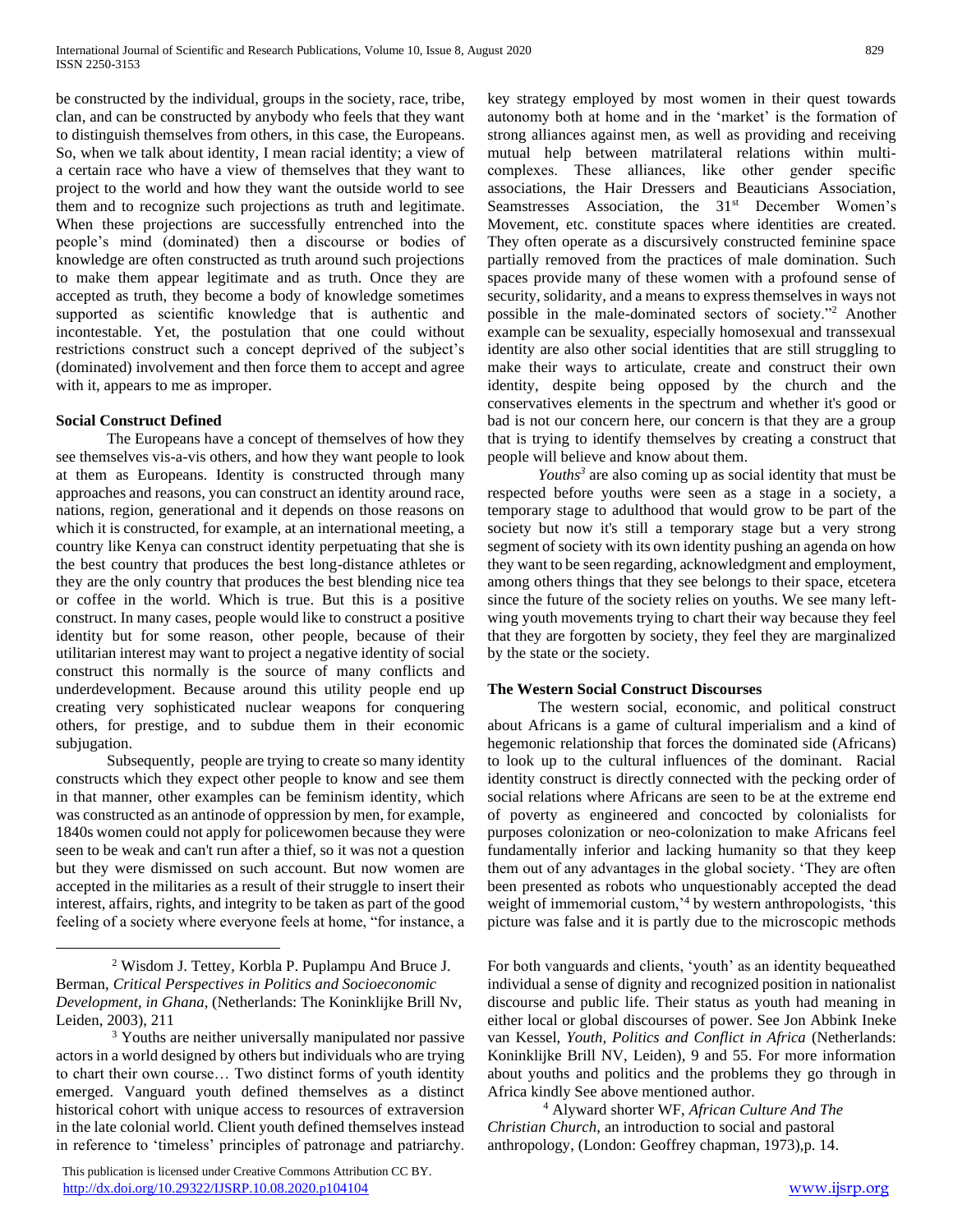be constructed by the individual, groups in the society, race, tribe, clan, and can be constructed by anybody who feels that they want to distinguish themselves from others, in this case, the Europeans. So, when we talk about identity, I mean racial identity; a view of a certain race who have a view of themselves that they want to project to the world and how they want the outside world to see them and to recognize such projections as truth and legitimate. When these projections are successfully entrenched into the people's mind (dominated) then a discourse or bodies of knowledge are often constructed as truth around such projections to make them appear legitimate and as truth. Once they are accepted as truth, they become a body of knowledge sometimes supported as scientific knowledge that is authentic and incontestable. Yet, the postulation that one could without restrictions construct such a concept deprived of the subject's (dominated) involvement and then force them to accept and agree with it, appears to me as improper.

### Social Construct Defined

The Europeans have a concept of themselves of how they see themselves vis-a-vis others, and how they want people to look at them as Europeans. Identity is constructed through many approaches and reasons, you can construct an identity around race, nations, region, generational and it depends on those reasons on which it is constructed, for example, at an international meeting, a country like Kenya can construct identity perpetuating that she is the best country that produces the best long-distance athletes or they are the only country that produces the best blending nice tea or coffee in the world. Which is true. But this is a positive construct. In many cases, people would like to construct a positive identity but for some reason, other people, because of their utilitarian interest may want to project a negative identity of social construct this normally is the source of many conflicts and underdevelopment. Because around this utility people end up creating very sophisticated nuclear weapons for conquering others, for prestige, and to subdue them in their economic subjugation.

Subsequently, people are trying to create so many identity constructs which they expect other people to know and see them in that manner, other examples can be feminism identity, which was constructed as an antinode of oppression by men, for example, 1840s women could not apply for policewomen because they were seen to be weak and can't run after a thief, so it was not a question but they were dismissed on such account. But now women are accepted in the militaries as a result of their struggle to insert their interest, affairs, rights, and integrity to be taken as part of the good feeling of a society where everyone feels at home, "for instance, a key strategy employed by most women in their quest towards autonomy both at home and in the 'market' is the formation of strong alliances against men, as well as providing and receiving mutual help between matrilateral relations within multi-complexes. These alliances, like other gender specific associations, the Hair Dressers and Beauticians Association, Seamstresses Association, the 31st December Women's Movement, etc. constitute spaces where identities are created. They often operate as a discursively constructed feminine space partially removed from the practices of male domination. Such spaces provide many of these women with a profound sense of security, solidarity, and a means to express themselves in ways not possible in the male-dominated sectors of society."[2] Another example can be sexuality, especially homosexual and transsexual identity are also other social identities that are still struggling to make their ways to articulate, create and construct their own identity, despite being opposed by the church and the conservatives elements in the spectrum and whether it's good or bad is not our concern here, our concern is that they are a group that is trying to identify themselves by creating a construct that people will believe and know about them.

*Youths*[3] are also coming up as social identity that must be respected before youths were seen as a stage in a society, a temporary stage to adulthood that would grow to be part of the society but now it's still a temporary stage but a very strong segment of society with its own identity pushing an agenda on how they want to be seen regarding, acknowledgment and employment, among others things that they see belongs to their space, etcetera since the future of the society relies on youths. We see many left-wing youth movements trying to chart their way because they feel that they are forgotten by society, they feel they are marginalized by the state or the society.

### The Western Social Construct Discourses

The western social, economic, and political construct about Africans is a game of cultural imperialism and a kind of hegemonic relationship that forces the dominated side (Africans) to look up to the cultural influences of the dominant. Racial identity construct is directly connected with the pecking order of social relations where Africans are seen to be at the extreme end of poverty as engineered and concocted by colonialists for purposes colonization or neo-colonization to make Africans feel fundamentally inferior and lacking humanity so that they keep them out of any advantages in the global society. 'They are often been presented as robots who unquestionably accepted the dead weight of immemorial custom,'[4] by western anthropologists, 'this picture was false and it is partly due to the microscopic methods

---

[2] Wisdom J. Tettey, Korbla P. Puplampu And Bruce J. Berman, *Critical Perspectives in Politics and Socioeconomic Development, in Ghana*, (Netherlands: The Koninklijke Brill Nv, Leiden, 2003), 211

[3] Youths are neither universally manipulated nor passive actors in a world designed by others but individuals who are trying to chart their own course… Two distinct forms of youth identity emerged. Vanguard youth defined themselves as a distinct historical cohort with unique access to resources of extraversion in the late colonial world. Client youth defined themselves instead in reference to 'timeless' principles of patronage and patriarchy. For both vanguards and clients, 'youth' as an identity bequeathed individual a sense of dignity and recognized position in nationalist discourse and public life. Their status as youth had meaning in either local or global discourses of power. See Jon Abbink Ineke van Kessel, *Youth, Politics and Conflict in Africa* (Netherlands: Koninklijke Brill NV, Leiden), 9 and 55. For more information about youths and politics and the problems they go through in Africa kindly See above mentioned author.

[4] Alyward shorter WF, *African Culture And The Christian Church*, an introduction to social and pastoral anthropology, (London: Geoffrey chapman, 1973),p. 14.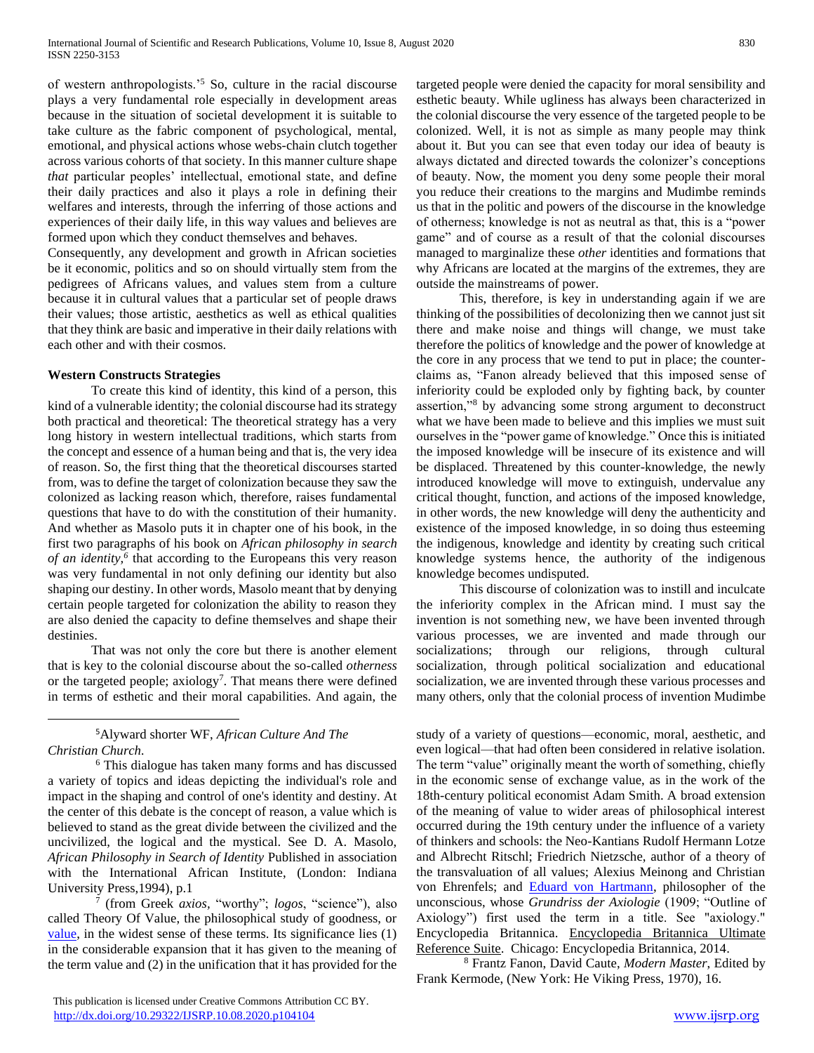of western anthropologists.'[5] So, culture in the racial discourse plays a very fundamental role especially in development areas because in the situation of societal development it is suitable to take culture as the fabric component of psychological, mental, emotional, and physical actions whose webs-chain clutch together across various cohorts of that society. In this manner culture shape *that* particular peoples' intellectual, emotional state, and define their daily practices and also it plays a role in defining their welfares and interests, through the inferring of those actions and experiences of their daily life, in this way values and believes are formed upon which they conduct themselves and behaves.

Consequently, any development and growth in African societies be it economic, politics and so on should virtually stem from the pedigrees of Africans values, and values stem from a culture because it in cultural values that a particular set of people draws their values; those artistic, aesthetics as well as ethical qualities that they think are basic and imperative in their daily relations with each other and with their cosmos.

**Western Constructs Strategies**

To create this kind of identity, this kind of a person, this kind of a vulnerable identity; the colonial discourse had its strategy both practical and theoretical: The theoretical strategy has a very long history in western intellectual traditions, which starts from the concept and essence of a human being and that is, the very idea of reason. So, the first thing that the theoretical discourses started from, was to define the target of colonization because they saw the colonized as lacking reason which, therefore, raises fundamental questions that have to do with the constitution of their humanity. And whether as Masolo puts it in chapter one of his book, in the first two paragraphs of his book on *African philosophy in search of an identity,*[6] that according to the Europeans this very reason was very fundamental in not only defining our identity but also shaping our destiny. In other words, Masolo meant that by denying certain people targeted for colonization the ability to reason they are also denied the capacity to define themselves and shape their destinies.

That was not only the core but there is another element that is key to the colonial discourse about the so-called *otherness* or the targeted people; axiology[7]. That means there were defined in terms of esthetic and their moral capabilities. And again, the targeted people were denied the capacity for moral sensibility and esthetic beauty. While ugliness has always been characterized in the colonial discourse the very essence of the targeted people to be colonized. Well, it is not as simple as many people may think about it. But you can see that even today our idea of beauty is always dictated and directed towards the colonizer's conceptions of beauty. Now, the moment you deny some people their moral you reduce their creations to the margins and Mudimbe reminds us that in the politic and powers of the discourse in the knowledge of otherness; knowledge is not as neutral as that, this is a "power game" and of course as a result of that the colonial discourses managed to marginalize these *other* identities and formations that why Africans are located at the margins of the extremes, they are outside the mainstreams of power.

This, therefore, is key in understanding again if we are thinking of the possibilities of decolonizing then we cannot just sit there and make noise and things will change, we must take therefore the politics of knowledge and the power of knowledge at the core in any process that we tend to put in place; the counter-claims as, "Fanon already believed that this imposed sense of inferiority could be exploded only by fighting back, by counter assertion,"[8] by advancing some strong argument to deconstruct what we have been made to believe and this implies we must suit ourselves in the "power game of knowledge." Once this is initiated the imposed knowledge will be insecure of its existence and will be displaced. Threatened by this counter-knowledge, the newly introduced knowledge will move to extinguish, undervalue any critical thought, function, and actions of the imposed knowledge, in other words, the new knowledge will deny the authenticity and existence of the imposed knowledge, in so doing thus esteeming the indigenous, knowledge and identity by creating such critical knowledge systems hence, the authority of the indigenous knowledge becomes undisputed.

This discourse of colonization was to instill and inculcate the inferiority complex in the African mind. I must say the invention is not something new, we have been invented through various processes, we are invented and made through our socializations; through our religions, through cultural socialization, through political socialization and educational socialization, we are invented through these various processes and many others, only that the colonial process of invention Mudimbe

---

[5] Alyward shorter WF, *African Culture And The Christian Church.*

[6] This dialogue has taken many forms and has discussed a variety of topics and ideas depicting the individual's role and impact in the shaping and control of one's identity and destiny. At the center of this debate is the concept of reason, a value which is believed to stand as the great divide between the civilized and the uncivilized, the logical and the mystical. See D. A. Masolo, *African Philosophy in Search of Identity* Published in association with the International African Institute, (London: Indiana University Press,1994), p.1

[7] (from Greek *axios*, "worthy"; *logos*, "science"), also called Theory Of Value, the philosophical study of goodness, or value, in the widest sense of these terms. Its significance lies (1) in the considerable expansion that it has given to the meaning of the term value and (2) in the unification that it has provided for the study of a variety of questions—economic, moral, aesthetic, and even logical—that had often been considered in relative isolation. The term "value" originally meant the worth of something, chiefly in the economic sense of exchange value, as in the work of the 18th-century political economist Adam Smith. A broad extension of the meaning of value to wider areas of philosophical interest occurred during the 19th century under the influence of a variety of thinkers and schools: the Neo-Kantians Rudolf Hermann Lotze and Albrecht Ritschl; Friedrich Nietzsche, author of a theory of the transvaluation of all values; Alexius Meinong and Christian von Ehrenfels; and Eduard von Hartmann, philosopher of the unconscious, whose *Grundriss der Axiologie* (1909; "Outline of Axiology") first used the term in a title. See "axiology." Encyclopedia Britannica. Encyclopedia Britannica Ultimate Reference Suite. Chicago: Encyclopedia Britannica, 2014.

[8] Frantz Fanon, David Caute, *Modern Master*, Edited by Frank Kermode, (New York: He Viking Press, 1970), 16.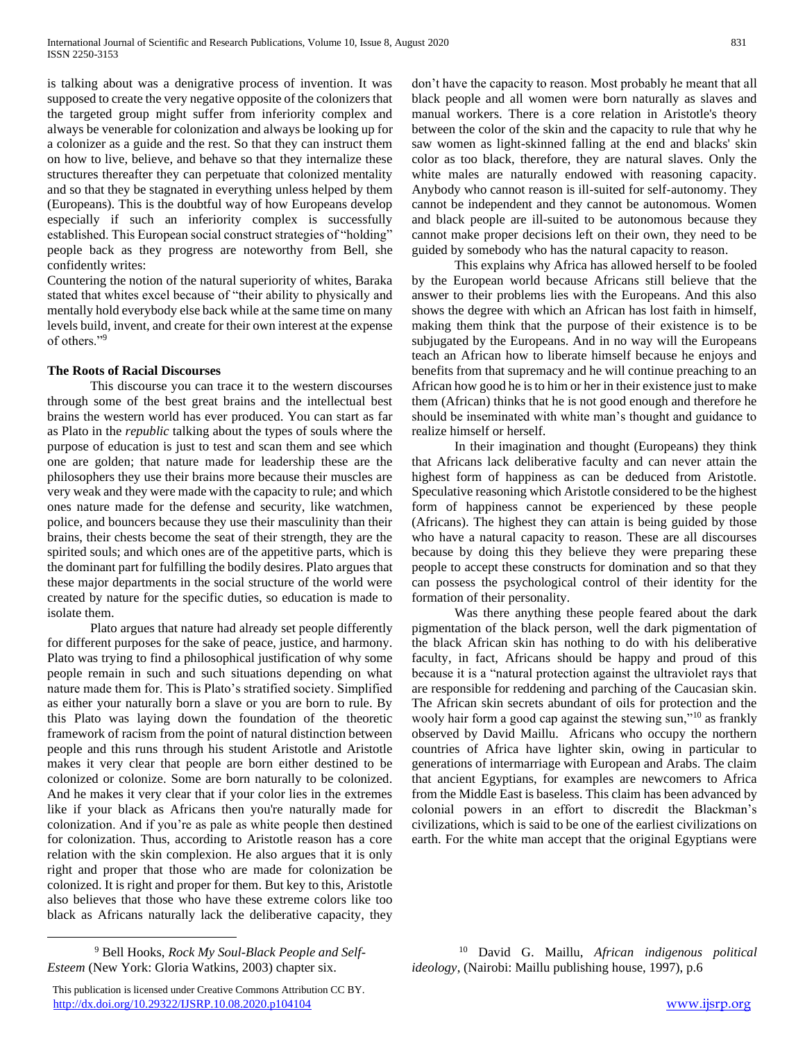is talking about was a denigrative process of invention. It was supposed to create the very negative opposite of the colonizers that the targeted group might suffer from inferiority complex and always be venerable for colonization and always be looking up for a colonizer as a guide and the rest. So that they can instruct them on how to live, believe, and behave so that they internalize these structures thereafter they can perpetuate that colonized mentality and so that they be stagnated in everything unless helped by them (Europeans). This is the doubtful way of how Europeans develop especially if such an inferiority complex is successfully established. This European social construct strategies of "holding" people back as they progress are noteworthy from Bell, she confidently writes:

Countering the notion of the natural superiority of whites, Baraka stated that whites excel because of "their ability to physically and mentally hold everybody else back while at the same time on many levels build, invent, and create for their own interest at the expense of others."[9]

**The Roots of Racial Discourses**

This discourse you can trace it to the western discourses through some of the best great brains and the intellectual best brains the western world has ever produced. You can start as far as Plato in the *republic* talking about the types of souls where the purpose of education is just to test and scan them and see which one are golden; that nature made for leadership these are the philosophers they use their brains more because their muscles are very weak and they were made with the capacity to rule; and which ones nature made for the defense and security, like watchmen, police, and bouncers because they use their masculinity than their brains, their chests become the seat of their strength, they are the spirited souls; and which ones are of the appetitive parts, which is the dominant part for fulfilling the bodily desires. Plato argues that these major departments in the social structure of the world were created by nature for the specific duties, so education is made to isolate them.

Plato argues that nature had already set people differently for different purposes for the sake of peace, justice, and harmony. Plato was trying to find a philosophical justification of why some people remain in such and such situations depending on what nature made them for. This is Plato's stratified society. Simplified as either your naturally born a slave or you are born to rule. By this Plato was laying down the foundation of the theoretic framework of racism from the point of natural distinction between people and this runs through his student Aristotle and Aristotle makes it very clear that people are born either destined to be colonized or colonize. Some are born naturally to be colonized. And he makes it very clear that if your color lies in the extremes like if your black as Africans then you're naturally made for colonization. And if you're as pale as white people then destined for colonization. Thus, according to Aristotle reason has a core relation with the skin complexion. He also argues that it is only right and proper that those who are made for colonization be colonized. It is right and proper for them. But key to this, Aristotle also believes that those who have these extreme colors like too black as Africans naturally lack the deliberative capacity, they don't have the capacity to reason. Most probably he meant that all black people and all women were born naturally as slaves and manual workers. There is a core relation in Aristotle's theory between the color of the skin and the capacity to rule that why he saw women as light-skinned falling at the end and blacks' skin color as too black, therefore, they are natural slaves. Only the white males are naturally endowed with reasoning capacity. Anybody who cannot reason is ill-suited for self-autonomy. They cannot be independent and they cannot be autonomous. Women and black people are ill-suited to be autonomous because they cannot make proper decisions left on their own, they need to be guided by somebody who has the natural capacity to reason.

This explains why Africa has allowed herself to be fooled by the European world because Africans still believe that the answer to their problems lies with the Europeans. And this also shows the degree with which an African has lost faith in himself, making them think that the purpose of their existence is to be subjugated by the Europeans. And in no way will the Europeans teach an African how to liberate himself because he enjoys and benefits from that supremacy and he will continue preaching to an African how good he is to him or her in their existence just to make them (African) thinks that he is not good enough and therefore he should be inseminated with white man's thought and guidance to realize himself or herself.

In their imagination and thought (Europeans) they think that Africans lack deliberative faculty and can never attain the highest form of happiness as can be deduced from Aristotle. Speculative reasoning which Aristotle considered to be the highest form of happiness cannot be experienced by these people (Africans). The highest they can attain is being guided by those who have a natural capacity to reason. These are all discourses because by doing this they believe they were preparing these people to accept these constructs for domination and so that they can possess the psychological control of their identity for the formation of their personality.

Was there anything these people feared about the dark pigmentation of the black person, well the dark pigmentation of the black African skin has nothing to do with his deliberative faculty, in fact, Africans should be happy and proud of this because it is a "natural protection against the ultraviolet rays that are responsible for reddening and parching of the Caucasian skin. The African skin secrets abundant of oils for protection and the wooly hair form a good cap against the stewing sun,"[10] as frankly observed by David Maillu. Africans who occupy the northern countries of Africa have lighter skin, owing in particular to generations of intermarriage with European and Arabs. The claim that ancient Egyptians, for examples are newcomers to Africa from the Middle East is baseless. This claim has been advanced by colonial powers in an effort to discredit the Blackman's civilizations, which is said to be one of the earliest civilizations on earth. For the white man accept that the original Egyptians were

---

[9] Bell Hooks, *Rock My Soul-Black People and Self-Esteem* (New York: Gloria Watkins, 2003) chapter six.

[10] David G. Maillu, *African indigenous political ideology*, (Nairobi: Maillu publishing house, 1997), p.6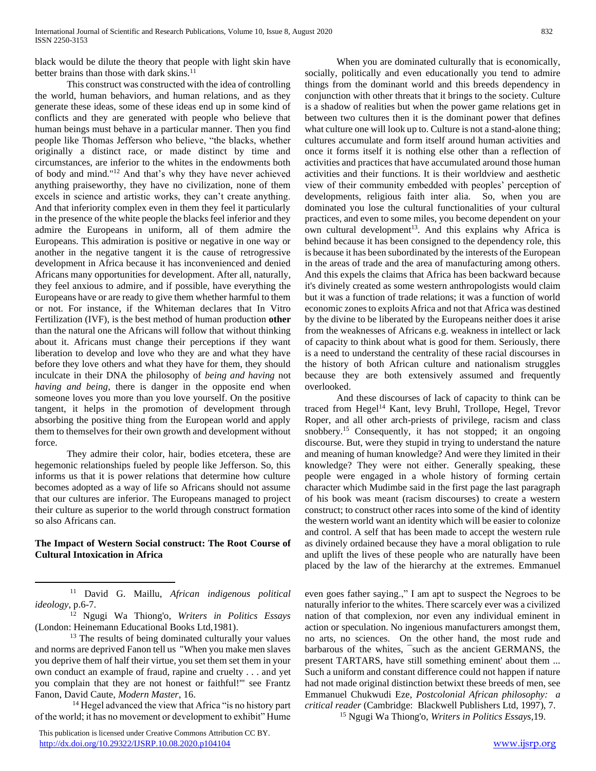black would be dilute the theory that people with light skin have better brains than those with dark skins.[11]

This construct was constructed with the idea of controlling the world, human behaviors, and human relations, and as they generate these ideas, some of these ideas end up in some kind of conflicts and they are generated with people who believe that human beings must behave in a particular manner. Then you find people like Thomas Jefferson who believe, "the blacks, whether originally a distinct race, or made distinct by time and circumstances, are inferior to the whites in the endowments both of body and mind."[12] And that's why they have never achieved anything praiseworthy, they have no civilization, none of them excels in science and artistic works, they can't create anything. And that inferiority complex even in them they feel it particularly in the presence of the white people the blacks feel inferior and they admire the Europeans in uniform, all of them admire the Europeans. This admiration is positive or negative in one way or another in the negative tangent it is the cause of retrogressive development in Africa because it has inconvenienced and denied Africans many opportunities for development. After all, naturally, they feel anxious to admire, and if possible, have everything the Europeans have or are ready to give them whether harmful to them or not. For instance, if the Whiteman declares that In Vitro Fertilization (IVF), is the best method of human production **other** than the natural one the Africans will follow that without thinking about it. Africans must change their perceptions if they want liberation to develop and love who they are and what they have before they love others and what they have for them, they should inculcate in their DNA the philosophy of *being and having* not *having and being*, there is danger in the opposite end when someone loves you more than you love yourself. On the positive tangent, it helps in the promotion of development through absorbing the positive thing from the European world and apply them to themselves for their own growth and development without force.

They admire their color, hair, bodies etcetera, these are hegemonic relationships fueled by people like Jefferson. So, this informs us that it is power relations that determine how culture becomes adopted as a way of life so Africans should not assume that our cultures are inferior. The Europeans managed to project their culture as superior to the world through construct formation so also Africans can.

## The Impact of Western Social construct: The Root Course of Cultural Intoxication in Africa

When you are dominated culturally that is economically, socially, politically and even educationally you tend to admire things from the dominant world and this breeds dependency in conjunction with other threats that it brings to the society. Culture is a shadow of realities but when the power game relations get in between two cultures then it is the dominant power that defines what culture one will look up to. Culture is not a stand-alone thing; cultures accumulate and form itself around human activities and once it forms itself it is nothing else other than a reflection of activities and practices that have accumulated around those human activities and their functions. It is their worldview and aesthetic view of their community embedded with peoples' perception of developments, religious faith inter alia. So, when you are dominated you lose the cultural functionalities of your cultural practices, and even to some miles, you become dependent on your own cultural development[13]. And this explains why Africa is behind because it has been consigned to the dependency role, this is because it has been subordinated by the interests of the European in the areas of trade and the area of manufacturing among others. And this expels the claims that Africa has been backward because it's divinely created as some western anthropologists would claim but it was a function of trade relations; it was a function of world economic zones to exploits Africa and not that Africa was destined by the divine to be liberated by the Europeans neither does it arise from the weaknesses of Africans e.g. weakness in intellect or lack of capacity to think about what is good for them. Seriously, there is a need to understand the centrality of these racial discourses in the history of both African culture and nationalism struggles because they are both extensively assumed and frequently overlooked.

And these discourses of lack of capacity to think can be traced from Hegel[14] Kant, levy Bruhl, Trollope, Hegel, Trevor Roper, and all other arch-priests of privilege, racism and class snobbery.[15] Consequently, it has not stopped; it an ongoing discourse. But, were they stupid in trying to understand the nature and meaning of human knowledge? And were they limited in their knowledge? They were not either. Generally speaking, these people were engaged in a whole history of forming certain character which Mudimbe said in the first page the last paragraph of his book was meant (racism discourses) to create a western construct; to construct other races into some of the kind of identity the western world want an identity which will be easier to colonize and control. A self that has been made to accept the western rule as divinely ordained because they have a moral obligation to rule and uplift the lives of these people who are naturally have been placed by the law of the hierarchy at the extremes. Emmanuel

---

[11] David G. Maillu, *African indigenous political ideology*, p.6-7.

[12] Ngugi Wa Thiong'o, *Writers in Politics Essays* (London: Heinemann Educational Books Ltd,1981).

[13] The results of being dominated culturally your values and norms are deprived Fanon tell us "When you make men slaves you deprive them of half their virtue, you set them set them in your own conduct an example of fraud, rapine and cruelty . . . and yet you complain that they are not honest or faithful!"' see Frantz Fanon, David Caute, *Modern Master*, 16.

[14] Hegel advanced the view that Africa "is no history part of the world; it has no movement or development to exhibit" Hume even goes father saying.," I am apt to suspect the Negroes to be naturally inferior to the whites. There scarcely ever was a civilized nation of that complexion, nor even any individual eminent in action or speculation. No ingenious manufacturers amongst them, no arts, no sciences. On the other hand, the most rude and barbarous of the whites, ¯such as the ancient GERMANS, the present TARTARS, have still something eminent' about them ... Such a uniform and constant difference could not happen if nature had not made original distinction betwixt these breeds of men, see Emmanuel Chukwudi Eze, *Postcolonial African philosophy: a critical reader* (Cambridge: Blackwell Publishers Ltd, 1997), 7.

[15] Ngugi Wa Thiong'o, *Writers in Politics Essays*,19.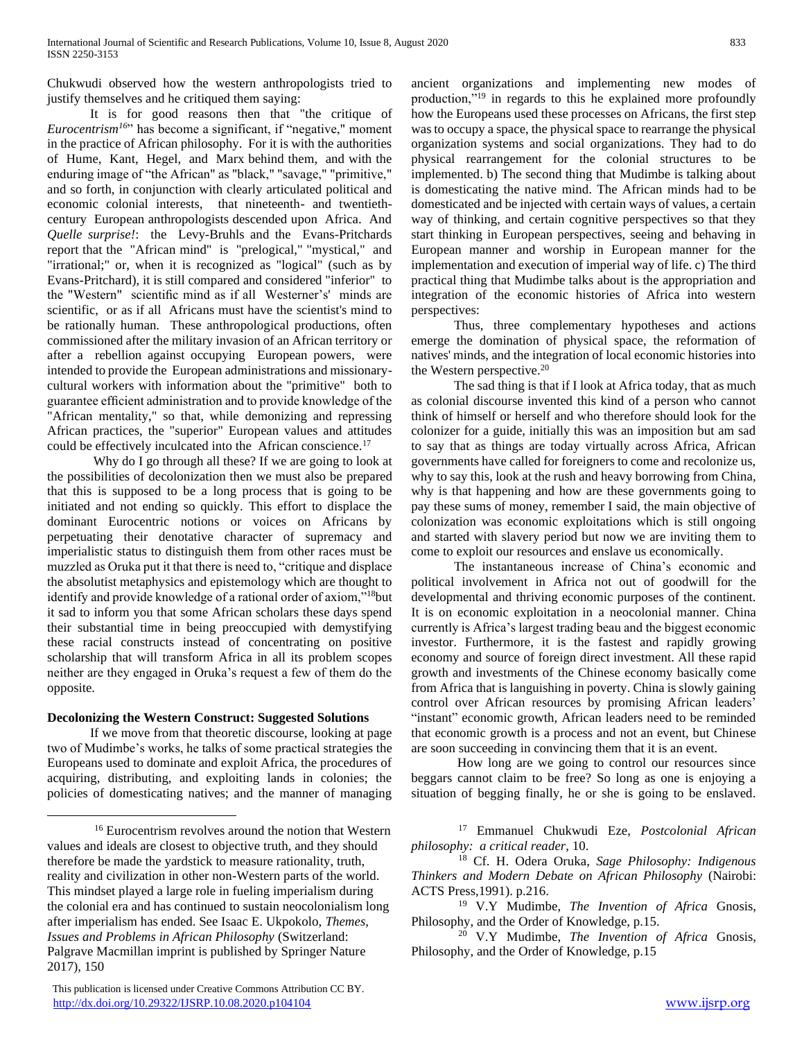Chukwudi observed how the western anthropologists tried to justify themselves and he critiqued them saying:

It is for good reasons then that "the critique of *Eurocentrism*[16]" has become a significant, if "negative," moment in the practice of African philosophy. For it is with the authorities of Hume, Kant, Hegel, and Marx behind them, and with the enduring image of "the African" as "black," "savage," "primitive," and so forth, in conjunction with clearly articulated political and economic colonial interests, that nineteenth- and twentieth-century European anthropologists descended upon Africa. And *Quelle surprise!*: the Levy-Bruhls and the Evans-Pritchards report that the "African mind" is "prelogical," "mystical," and "irrational;" or, when it is recognized as "logical" (such as by Evans-Pritchard), it is still compared and considered "inferior" to the "Western" scientific mind as if all Westerner's' minds are scientific, or as if all Africans must have the scientist's mind to be rationally human. These anthropological productions, often commissioned after the military invasion of an African territory or after a rebellion against occupying European powers, were intended to provide the European administrations and missionary-cultural workers with information about the "primitive" both to guarantee efficient administration and to provide knowledge of the "African mentality," so that, while demonizing and repressing African practices, the "superior" European values and attitudes could be effectively inculcated into the African conscience.[17]

Why do I go through all these? If we are going to look at the possibilities of decolonization then we must also be prepared that this is supposed to be a long process that is going to be initiated and not ending so quickly. This effort to displace the dominant Eurocentric notions or voices on Africans by perpetuating their denotative character of supremacy and imperialistic status to distinguish them from other races must be muzzled as Oruka put it that there is need to, "critique and displace the absolutist metaphysics and epistemology which are thought to identify and provide knowledge of a rational order of axiom,"[18]but it sad to inform you that some African scholars these days spend their substantial time in being preoccupied with demystifying these racial constructs instead of concentrating on positive scholarship that will transform Africa in all its problem scopes neither are they engaged in Oruka's request a few of them do the opposite.

**Decolonizing the Western Construct: Suggested Solutions**

If we move from that theoretic discourse, looking at page two of Mudimbe's works, he talks of some practical strategies the Europeans used to dominate and exploit Africa, the procedures of acquiring, distributing, and exploiting lands in colonies; the policies of domesticating natives; and the manner of managing ancient organizations and implementing new modes of production,"[19] in regards to this he explained more profoundly how the Europeans used these processes on Africans, the first step was to occupy a space, the physical space to rearrange the physical organization systems and social organizations. They had to do physical rearrangement for the colonial structures to be implemented. b) The second thing that Mudimbe is talking about is domesticating the native mind. The African minds had to be domesticated and be injected with certain ways of values, a certain way of thinking, and certain cognitive perspectives so that they start thinking in European perspectives, seeing and behaving in European manner and worship in European manner for the implementation and execution of imperial way of life. c) The third practical thing that Mudimbe talks about is the appropriation and integration of the economic histories of Africa into western perspectives:

Thus, three complementary hypotheses and actions emerge the domination of physical space, the reformation of natives' minds, and the integration of local economic histories into the Western perspective.[20]

The sad thing is that if I look at Africa today, that as much as colonial discourse invented this kind of a person who cannot think of himself or herself and who therefore should look for the colonizer for a guide, initially this was an imposition but am sad to say that as things are today virtually across Africa, African governments have called for foreigners to come and recolonize us, why to say this, look at the rush and heavy borrowing from China, why is that happening and how are these governments going to pay these sums of money, remember I said, the main objective of colonization was economic exploitations which is still ongoing and started with slavery period but now we are inviting them to come to exploit our resources and enslave us economically.

The instantaneous increase of China's economic and political involvement in Africa not out of goodwill for the developmental and thriving economic purposes of the continent. It is on economic exploitation in a neocolonial manner. China currently is Africa's largest trading beau and the biggest economic investor. Furthermore, it is the fastest and rapidly growing economy and source of foreign direct investment. All these rapid growth and investments of the Chinese economy basically come from Africa that is languishing in poverty. China is slowly gaining control over African resources by promising African leaders' "instant" economic growth, African leaders need to be reminded that economic growth is a process and not an event, but Chinese are soon succeeding in convincing them that it is an event.

How long are we going to control our resources since beggars cannot claim to be free? So long as one is enjoying a situation of begging finally, he or she is going to be enslaved.

---

[16] Eurocentrism revolves around the notion that Western values and ideals are closest to objective truth, and they should therefore be made the yardstick to measure rationality, truth, reality and civilization in other non-Western parts of the world. This mindset played a large role in fueling imperialism during the colonial era and has continued to sustain neocolonialism long after imperialism has ended. See Isaac E. Ukpokolo, *Themes, Issues and Problems in African Philosophy* (Switzerland: Palgrave Macmillan imprint is published by Springer Nature 2017), 150

[17] Emmanuel Chukwudi Eze, *Postcolonial African philosophy: a critical reader*, 10.

[18] Cf. H. Odera Oruka, *Sage Philosophy: Indigenous Thinkers and Modern Debate on African Philosophy* (Nairobi: ACTS Press,1991). p.216.

[19] V.Y Mudimbe, *The Invention of Africa* Gnosis, Philosophy, and the Order of Knowledge, p.15.

[20] V.Y Mudimbe, *The Invention of Africa* Gnosis, Philosophy, and the Order of Knowledge, p.15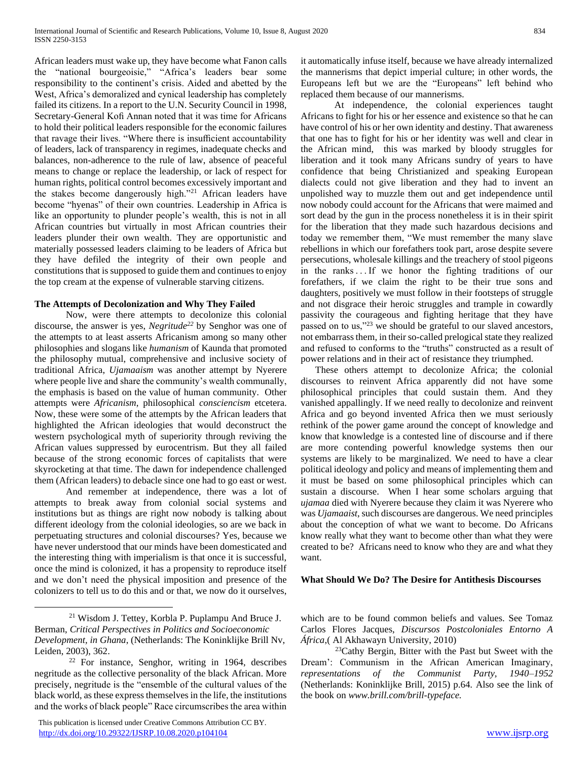African leaders must wake up, they have become what Fanon calls the "national bourgeoisie," "Africa's leaders bear some responsibility to the continent's crisis. Aided and abetted by the West, Africa's demoralized and cynical leadership has completely failed its citizens. In a report to the U.N. Security Council in 1998, Secretary-General Kofi Annan noted that it was time for Africans to hold their political leaders responsible for the economic failures that ravage their lives. "Where there is insufficient accountability of leaders, lack of transparency in regimes, inadequate checks and balances, non-adherence to the rule of law, absence of peaceful means to change or replace the leadership, or lack of respect for human rights, political control becomes excessively important and the stakes become dangerously high."[21] African leaders have become "hyenas" of their own countries. Leadership in Africa is like an opportunity to plunder people's wealth, this is not in all African countries but virtually in most African countries their leaders plunder their own wealth. They are opportunistic and materially possessed leaders claiming to be leaders of Africa but they have defiled the integrity of their own people and constitutions that is supposed to guide them and continues to enjoy the top cream at the expense of vulnerable starving citizens.

**The Attempts of Decolonization and Why They Failed**

Now, were there attempts to decolonize this colonial discourse, the answer is yes, *Negritude*[22] by Senghor was one of the attempts to at least asserts Africanism among so many other philosophies and slogans like *humanism* of Kaunda that promoted the philosophy mutual, comprehensive and inclusive society of traditional Africa, *Ujamaaism* was another attempt by Nyerere where people live and share the community's wealth communally, the emphasis is based on the value of human community. Other attempts were *Africanism*, philosophical *consciencism* etcetera. Now, these were some of the attempts by the African leaders that highlighted the African ideologies that would deconstruct the western psychological myth of superiority through reviving the African values suppressed by eurocentrism. But they all failed because of the strong economic forces of capitalists that were skyrocketing at that time. The dawn for independence challenged them (African leaders) to debacle since one had to go east or west.

And remember at independence, there was a lot of attempts to break away from colonial social systems and institutions but as things are right now nobody is talking about different ideology from the colonial ideologies, so are we back in perpetuating structures and colonial discourses? Yes, because we have never understood that our minds have been domesticated and the interesting thing with imperialism is that once it is successful, once the mind is colonized, it has a propensity to reproduce itself and we don't need the physical imposition and presence of the colonizers to tell us to do this and or that, we now do it ourselves, it automatically infuse itself, because we have already internalized the mannerisms that depict imperial culture; in other words, the Europeans left but we are the "Europeans" left behind who replaced them because of our mannerisms.

At independence, the colonial experiences taught Africans to fight for his or her essence and existence so that he can have control of his or her own identity and destiny. That awareness that one has to fight for his or her identity was well and clear in the African mind, this was marked by bloody struggles for liberation and it took many Africans sundry of years to have confidence that being Christianized and speaking European dialects could not give liberation and they had to invent an unpolished way to muzzle them out and get independence until now nobody could account for the Africans that were maimed and sort dead by the gun in the process nonetheless it is in their spirit for the liberation that they made such hazardous decisions and today we remember them, "We must remember the many slave rebellions in which our forefathers took part, arose despite severe persecutions, wholesale killings and the treachery of stool pigeons in the ranks . . . If we honor the fighting traditions of our forefathers, if we claim the right to be their true sons and daughters, positively we must follow in their footsteps of struggle and not disgrace their heroic struggles and trample in cowardly passivity the courageous and fighting heritage that they have passed on to us,"[23] we should be grateful to our slaved ancestors, not embarrass them, in their so-called prelogical state they realized and refused to conforms to the "truths" constructed as a result of power relations and in their act of resistance they triumphed.

These others attempt to decolonize Africa; the colonial discourses to reinvent Africa apparently did not have some philosophical principles that could sustain them. And they vanished appallingly. If we need really to decolonize and reinvent Africa and go beyond invented Africa then we must seriously rethink of the power game around the concept of knowledge and know that knowledge is a contested line of discourse and if there are more contending powerful knowledge systems then our systems are likely to be marginalized. We need to have a clear political ideology and policy and means of implementing them and it must be based on some philosophical principles which can sustain a discourse. When I hear some scholars arguing that *ujamaa* died with Nyerere because they claim it was Nyerere who was *Ujamaaist*, such discourses are dangerous. We need principles about the conception of what we want to become. Do Africans know really what they want to become other than what they were created to be? Africans need to know who they are and what they want.

**What Should We Do? The Desire for Antithesis Discourses**

---

[21] Wisdom J. Tettey, Korbla P. Puplampu And Bruce J. Berman, *Critical Perspectives in Politics and Socioeconomic Development, in Ghana*, (Netherlands: The Koninklijke Brill Nv, Leiden, 2003), 362.

[22] For instance, Senghor, writing in 1964, describes negritude as the collective personality of the black African. More precisely, negritude is the "ensemble of the cultural values of the black world, as these express themselves in the life, the institutions and the works of black people" Race circumscribes the area within which are to be found common beliefs and values. See Tomaz Carlos Flores Jacques, *Discursos Postcoloniales Entorno A África*,( Al Akhawayn University, 2010)

[23] Cathy Bergin, Bitter with the Past but Sweet with the Dream': Communism in the African American Imaginary, *representations of the Communist Party, 1940–1952* (Netherlands: Koninklijke Brill, 2015) p.64. Also see the link of the book on *www.brill.com/brill-typeface.*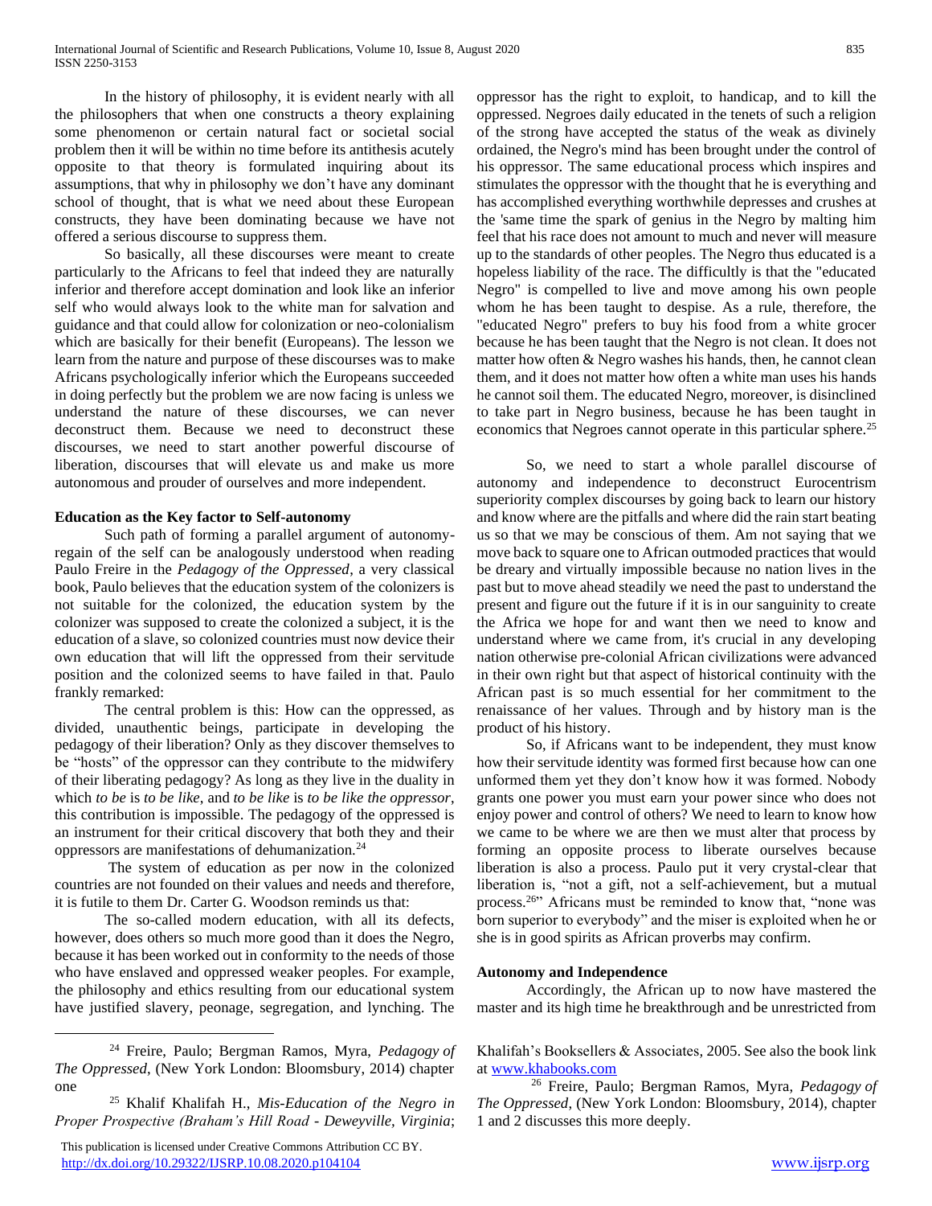In the history of philosophy, it is evident nearly with all the philosophers that when one constructs a theory explaining some phenomenon or certain natural fact or societal social problem then it will be within no time before its antithesis acutely opposite to that theory is formulated inquiring about its assumptions, that why in philosophy we don't have any dominant school of thought, that is what we need about these European constructs, they have been dominating because we have not offered a serious discourse to suppress them.

So basically, all these discourses were meant to create particularly to the Africans to feel that indeed they are naturally inferior and therefore accept domination and look like an inferior self who would always look to the white man for salvation and guidance and that could allow for colonization or neo-colonialism which are basically for their benefit (Europeans). The lesson we learn from the nature and purpose of these discourses was to make Africans psychologically inferior which the Europeans succeeded in doing perfectly but the problem we are now facing is unless we understand the nature of these discourses, we can never deconstruct them. Because we need to deconstruct these discourses, we need to start another powerful discourse of liberation, discourses that will elevate us and make us more autonomous and prouder of ourselves and more independent.

**Education as the Key factor to Self-autonomy**

Such path of forming a parallel argument of autonomy-regain of the self can be analogously understood when reading Paulo Freire in the *Pedagogy of the Oppressed*, a very classical book, Paulo believes that the education system of the colonizers is not suitable for the colonized, the education system by the colonizer was supposed to create the colonized a subject, it is the education of a slave, so colonized countries must now device their own education that will lift the oppressed from their servitude position and the colonized seems to have failed in that. Paulo frankly remarked:

The central problem is this: How can the oppressed, as divided, unauthentic beings, participate in developing the pedagogy of their liberation? Only as they discover themselves to be "hosts" of the oppressor can they contribute to the midwifery of their liberating pedagogy? As long as they live in the duality in which *to be* is *to be like*, and *to be like* is *to be like the oppressor*, this contribution is impossible. The pedagogy of the oppressed is an instrument for their critical discovery that both they and their oppressors are manifestations of dehumanization.[24]

The system of education as per now in the colonized countries are not founded on their values and needs and therefore, it is futile to them Dr. Carter G. Woodson reminds us that:

The so-called modern education, with all its defects, however, does others so much more good than it does the Negro, because it has been worked out in conformity to the needs of those who have enslaved and oppressed weaker peoples. For example, the philosophy and ethics resulting from our educational system have justified slavery, peonage, segregation, and lynching. The oppressor has the right to exploit, to handicap, and to kill the oppressed. Negroes daily educated in the tenets of such a religion of the strong have accepted the status of the weak as divinely ordained, the Negro's mind has been brought under the control of his oppressor. The same educational process which inspires and stimulates the oppressor with the thought that he is everything and has accomplished everything worthwhile depresses and crushes at the 'same time the spark of genius in the Negro by malting him feel that his race does not amount to much and never will measure up to the standards of other peoples. The Negro thus educated is a hopeless liability of the race. The difficultly is that the "educated Negro" is compelled to live and move among his own people whom he has been taught to despise. As a rule, therefore, the "educated Negro" prefers to buy his food from a white grocer because he has been taught that the Negro is not clean. It does not matter how often & Negro washes his hands, then, he cannot clean them, and it does not matter how often a white man uses his hands he cannot soil them. The educated Negro, moreover, is disinclined to take part in Negro business, because he has been taught in economics that Negroes cannot operate in this particular sphere.[25]

So, we need to start a whole parallel discourse of autonomy and independence to deconstruct Eurocentrism superiority complex discourses by going back to learn our history and know where are the pitfalls and where did the rain start beating us so that we may be conscious of them. Am not saying that we move back to square one to African outmoded practices that would be dreary and virtually impossible because no nation lives in the past but to move ahead steadily we need the past to understand the present and figure out the future if it is in our sanguinity to create the Africa we hope for and want then we need to know and understand where we came from, it's crucial in any developing nation otherwise pre-colonial African civilizations were advanced in their own right but that aspect of historical continuity with the African past is so much essential for her commitment to the renaissance of her values. Through and by history man is the product of his history.

So, if Africans want to be independent, they must know how their servitude identity was formed first because how can one unformed them yet they don't know how it was formed. Nobody grants one power you must earn your power since who does not enjoy power and control of others? We need to learn to know how we came to be where we are then we must alter that process by forming an opposite process to liberate ourselves because liberation is also a process. Paulo put it very crystal-clear that liberation is, "not a gift, not a self-achievement, but a mutual process.[26]" Africans must be reminded to know that, "none was born superior to everybody" and the miser is exploited when he or she is in good spirits as African proverbs may confirm.

**Autonomy and Independence**

Accordingly, the African up to now have mastered the master and its high time he breakthrough and be unrestricted from

---

[24] Freire, Paulo; Bergman Ramos, Myra, *Pedagogy of The Oppressed*, (New York London: Bloomsbury, 2014) chapter one

[25] Khalif Khalifah H., *Mis-Education of the Negro in Proper Prospective (Braham's Hill Road - Deweyville, Virginia*; Khalifah's Booksellers & Associates, 2005. See also the book link at www.khabooks.com

[26] Freire, Paulo; Bergman Ramos, Myra, *Pedagogy of The Oppressed*, (New York London: Bloomsbury, 2014), chapter 1 and 2 discusses this more deeply.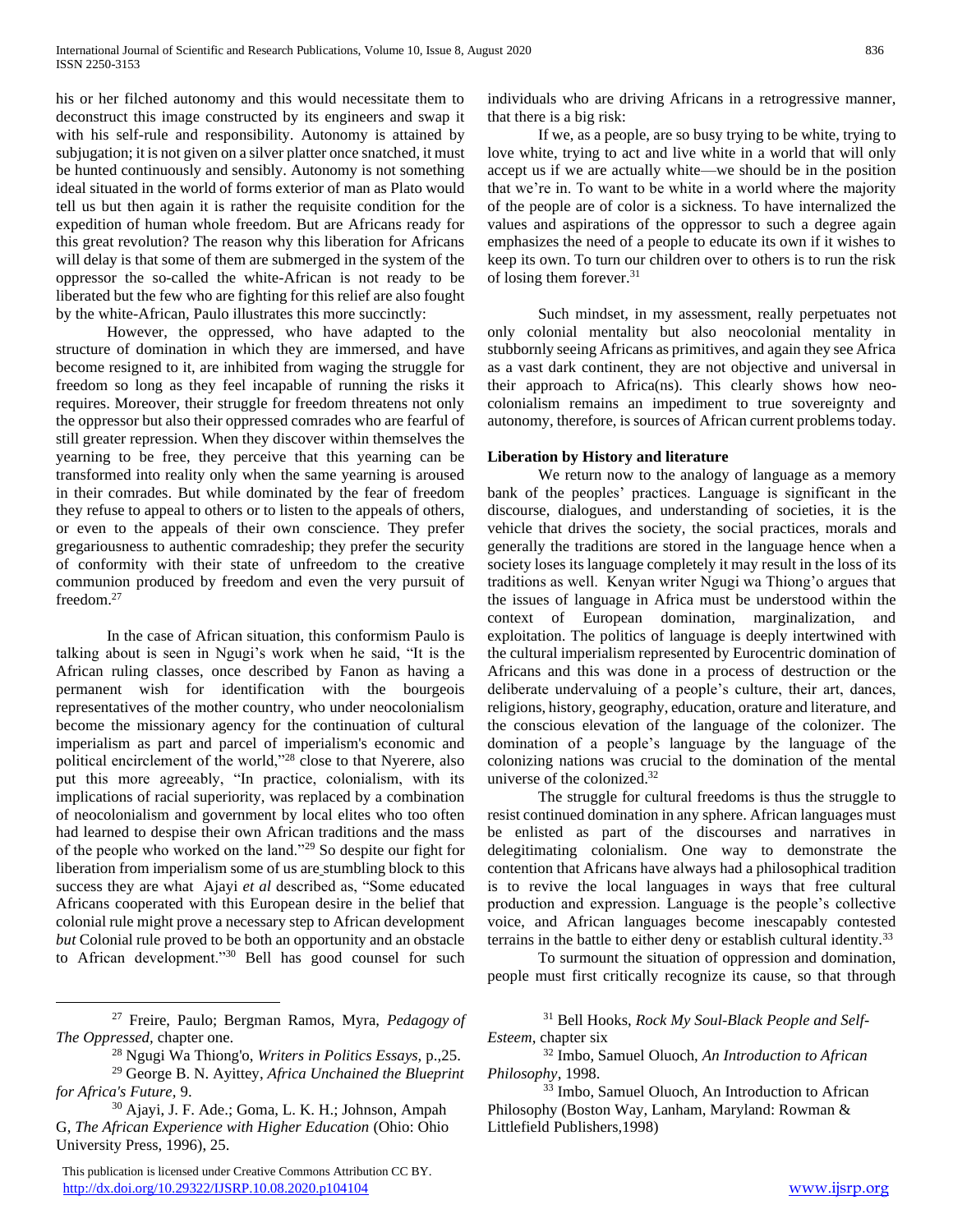his or her filched autonomy and this would necessitate them to deconstruct this image constructed by its engineers and swap it with his self-rule and responsibility. Autonomy is attained by subjugation; it is not given on a silver platter once snatched, it must be hunted continuously and sensibly. Autonomy is not something ideal situated in the world of forms exterior of man as Plato would tell us but then again it is rather the requisite condition for the expedition of human whole freedom. But are Africans ready for this great revolution? The reason why this liberation for Africans will delay is that some of them are submerged in the system of the oppressor the so-called the white-African is not ready to be liberated but the few who are fighting for this relief are also fought by the white-African, Paulo illustrates this more succinctly:

> However, the oppressed, who have adapted to the structure of domination in which they are immersed, and have become resigned to it, are inhibited from waging the struggle for freedom so long as they feel incapable of running the risks it requires. Moreover, their struggle for freedom threatens not only the oppressor but also their oppressed comrades who are fearful of still greater repression. When they discover within themselves the yearning to be free, they perceive that this yearning can be transformed into reality only when the same yearning is aroused in their comrades. But while dominated by the fear of freedom they refuse to appeal to others or to listen to the appeals of others, or even to the appeals of their own conscience. They prefer gregariousness to authentic comradeship; they prefer the security of conformity with their state of unfreedom to the creative communion produced by freedom and even the very pursuit of freedom.[27]

In the case of African situation, this conformism Paulo is talking about is seen in Ngugi's work when he said, "It is the African ruling classes, once described by Fanon as having a permanent wish for identification with the bourgeois representatives of the mother country, who under neocolonialism become the missionary agency for the continuation of cultural imperialism as part and parcel of imperialism's economic and political encirclement of the world,"[28] close to that Nyerere, also put this more agreeably, "In practice, colonialism, with its implications of racial superiority, was replaced by a combination of neocolonialism and government by local elites who too often had learned to despise their own African traditions and the mass of the people who worked on the land."[29] So despite our fight for liberation from imperialism some of us are stumbling block to this success they are what Ajayi *et al* described as, "Some educated Africans cooperated with this European desire in the belief that colonial rule might prove a necessary step to African development *but* Colonial rule proved to be both an opportunity and an obstacle to African development."[30] Bell has good counsel for such individuals who are driving Africans in a retrogressive manner, that there is a big risk:

> If we, as a people, are so busy trying to be white, trying to love white, trying to act and live white in a world that will only accept us if we are actually white—we should be in the position that we're in. To want to be white in a world where the majority of the people are of color is a sickness. To have internalized the values and aspirations of the oppressor to such a degree again emphasizes the need of a people to educate its own if it wishes to keep its own. To turn our children over to others is to run the risk of losing them forever.[31]

Such mindset, in my assessment, really perpetuates not only colonial mentality but also neocolonial mentality in stubbornly seeing Africans as primitives, and again they see Africa as a vast dark continent, they are not objective and universal in their approach to Africa(ns). This clearly shows how neo-colonialism remains an impediment to true sovereignty and autonomy, therefore, is sources of African current problems today.

**Liberation by History and literature**

We return now to the analogy of language as a memory bank of the peoples' practices. Language is significant in the discourse, dialogues, and understanding of societies, it is the vehicle that drives the society, the social practices, morals and generally the traditions are stored in the language hence when a society loses its language completely it may result in the loss of its traditions as well. Kenyan writer Ngugi wa Thiong'o argues that the issues of language in Africa must be understood within the context of European domination, marginalization, and exploitation. The politics of language is deeply intertwined with the cultural imperialism represented by Eurocentric domination of Africans and this was done in a process of destruction or the deliberate undervaluing of a people's culture, their art, dances, religions, history, geography, education, orature and literature, and the conscious elevation of the language of the colonizer. The domination of a people's language by the language of the colonizing nations was crucial to the domination of the mental universe of the colonized.[32]

The struggle for cultural freedoms is thus the struggle to resist continued domination in any sphere. African languages must be enlisted as part of the discourses and narratives in delegitimating colonialism. One way to demonstrate the contention that Africans have always had a philosophical tradition is to revive the local languages in ways that free cultural production and expression. Language is the people's collective voice, and African languages become inescapably contested terrains in the battle to either deny or establish cultural identity.[33]

To surmount the situation of oppression and domination, people must first critically recognize its cause, so that through

---

[27] Freire, Paulo; Bergman Ramos, Myra, *Pedagogy of The Oppressed*, chapter one.

[28] Ngugi Wa Thiong'o, *Writers in Politics Essays*, p.,25.

[29] George B. N. Ayittey, *Africa Unchained the Blueprint for Africa's Future*, 9.

[30] Ajayi, J. F. Ade.; Goma, L. K. H.; Johnson, Ampah G, *The African Experience with Higher Education* (Ohio: Ohio University Press, 1996), 25.

[31] Bell Hooks, *Rock My Soul-Black People and Self-Esteem*, chapter six

[32] Imbo, Samuel Oluoch, *An Introduction to African Philosophy*, 1998.

[33] Imbo, Samuel Oluoch, An Introduction to African Philosophy (Boston Way, Lanham, Maryland: Rowman & Littlefield Publishers,1998)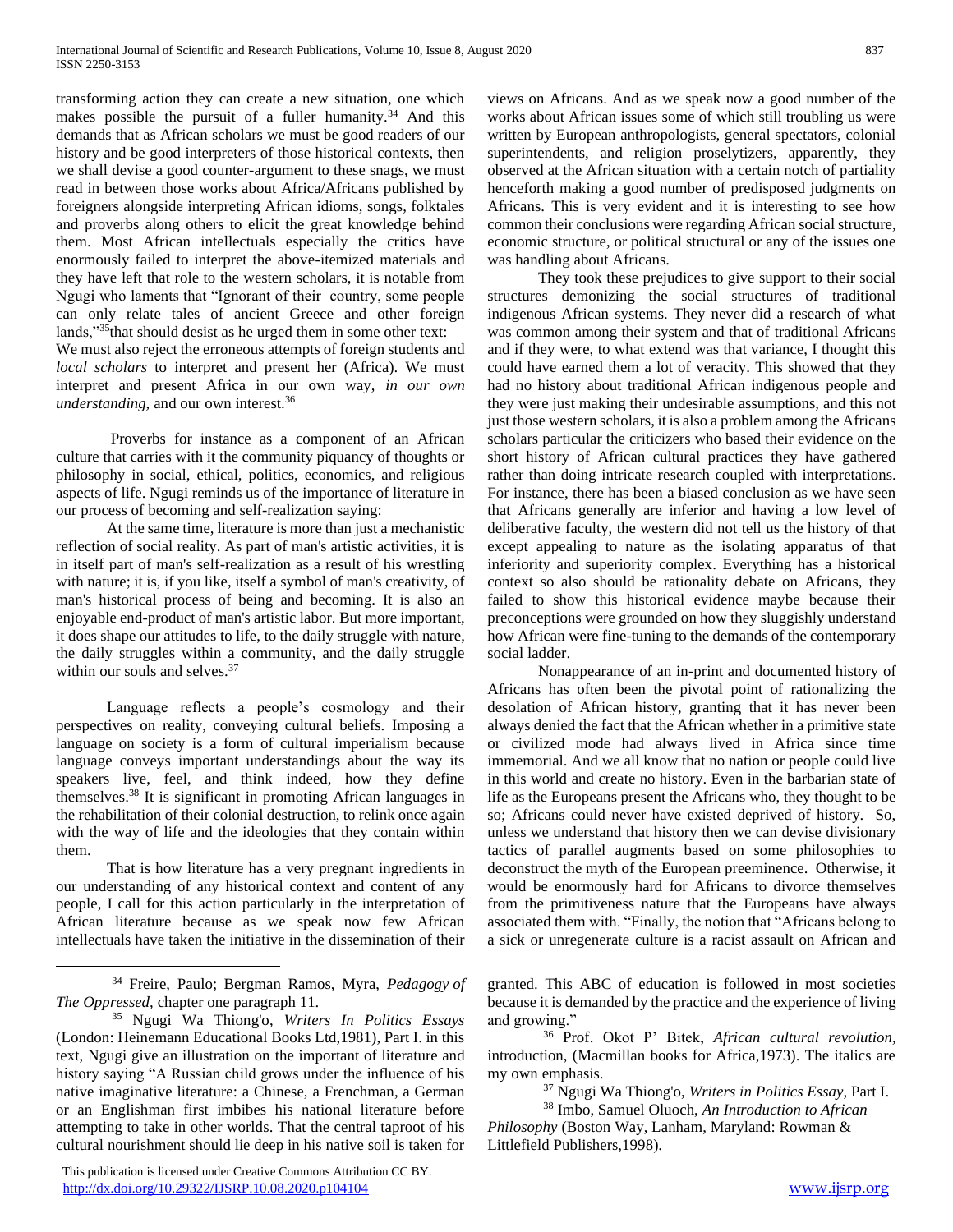transforming action they can create a new situation, one which makes possible the pursuit of a fuller humanity.[34] And this demands that as African scholars we must be good readers of our history and be good interpreters of those historical contexts, then we shall devise a good counter-argument to these snags, we must read in between those works about Africa/Africans published by foreigners alongside interpreting African idioms, songs, folktales and proverbs along others to elicit the great knowledge behind them. Most African intellectuals especially the critics have enormously failed to interpret the above-itemized materials and they have left that role to the western scholars, it is notable from Ngugi who laments that "Ignorant of their country, some people can only relate tales of ancient Greece and other foreign lands,"[35]that should desist as he urged them in some other text:

We must also reject the erroneous attempts of foreign students and *local scholars* to interpret and present her (Africa). We must interpret and present Africa in our own way, *in our own understanding,* and our own interest.[36]

Proverbs for instance as a component of an African culture that carries with it the community piquancy of thoughts or philosophy in social, ethical, politics, economics, and religious aspects of life. Ngugi reminds us of the importance of literature in our process of becoming and self-realization saying:

At the same time, literature is more than just a mechanistic reflection of social reality. As part of man's artistic activities, it is in itself part of man's self-realization as a result of his wrestling with nature; it is, if you like, itself a symbol of man's creativity, of man's historical process of being and becoming. It is also an enjoyable end-product of man's artistic labor. But more important, it does shape our attitudes to life, to the daily struggle with nature, the daily struggles within a community, and the daily struggle within our souls and selves.[37]

Language reflects a people's cosmology and their perspectives on reality, conveying cultural beliefs. Imposing a language on society is a form of cultural imperialism because language conveys important understandings about the way its speakers live, feel, and think indeed, how they define themselves.[38] It is significant in promoting African languages in the rehabilitation of their colonial destruction, to relink once again with the way of life and the ideologies that they contain within them.

That is how literature has a very pregnant ingredients in our understanding of any historical context and content of any people, I call for this action particularly in the interpretation of African literature because as we speak now few African intellectuals have taken the initiative in the dissemination of their views on Africans. And as we speak now a good number of the works about African issues some of which still troubling us were written by European anthropologists, general spectators, colonial superintendents, and religion proselytizers, apparently, they observed at the African situation with a certain notch of partiality henceforth making a good number of predisposed judgments on Africans. This is very evident and it is interesting to see how common their conclusions were regarding African social structure, economic structure, or political structural or any of the issues one was handling about Africans.

They took these prejudices to give support to their social structures demonizing the social structures of traditional indigenous African systems. They never did a research of what was common among their system and that of traditional Africans and if they were, to what extend was that variance, I thought this could have earned them a lot of veracity. This showed that they had no history about traditional African indigenous people and they were just making their undesirable assumptions, and this not just those western scholars, it is also a problem among the Africans scholars particular the criticizers who based their evidence on the short history of African cultural practices they have gathered rather than doing intricate research coupled with interpretations. For instance, there has been a biased conclusion as we have seen that Africans generally are inferior and having a low level of deliberative faculty, the western did not tell us the history of that except appealing to nature as the isolating apparatus of that inferiority and superiority complex. Everything has a historical context so also should be rationality debate on Africans, they failed to show this historical evidence maybe because their preconceptions were grounded on how they sluggishly understand how African were fine-tuning to the demands of the contemporary social ladder.

Nonappearance of an in-print and documented history of Africans has often been the pivotal point of rationalizing the desolation of African history, granting that it has never been always denied the fact that the African whether in a primitive state or civilized mode had always lived in Africa since time immemorial. And we all know that no nation or people could live in this world and create no history. Even in the barbarian state of life as the Europeans present the Africans who, they thought to be so; Africans could never have existed deprived of history. So, unless we understand that history then we can devise divisionary tactics of parallel augments based on some philosophies to deconstruct the myth of the European preeminence. Otherwise, it would be enormously hard for Africans to divorce themselves from the primitiveness nature that the Europeans have always associated them with. "Finally, the notion that "Africans belong to a sick or unregenerate culture is a racist assault on African and

---

[34] Freire, Paulo; Bergman Ramos, Myra, *Pedagogy of The Oppressed*, chapter one paragraph 11.

[35] Ngugi Wa Thiong'o, *Writers In Politics Essays* (London: Heinemann Educational Books Ltd,1981), Part I. in this text, Ngugi give an illustration on the important of literature and history saying "A Russian child grows under the influence of his native imaginative literature: a Chinese, a Frenchman, a German or an Englishman first imbibes his national literature before attempting to take in other worlds. That the central taproot of his cultural nourishment should lie deep in his native soil is taken for granted. This ABC of education is followed in most societies because it is demanded by the practice and the experience of living and growing."

[36] Prof. Okot P' Bitek, *African cultural revolution*, introduction, (Macmillan books for Africa,1973). The italics are my own emphasis.

[37] Ngugi Wa Thiong'o, *Writers in Politics Essay*, Part I.

[38] Imbo, Samuel Oluoch, *An Introduction to African Philosophy* (Boston Way, Lanham, Maryland: Rowman & Littlefield Publishers,1998).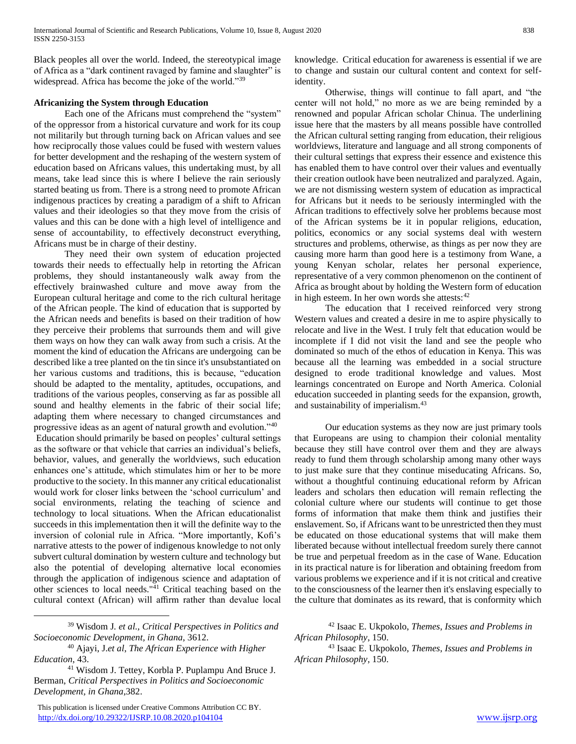Black peoples all over the world. Indeed, the stereotypical image of Africa as a "dark continent ravaged by famine and slaughter" is widespread. Africa has become the joke of the world."[39]

### Africanizing the System through Education

Each one of the Africans must comprehend the "system" of the oppressor from a historical curvature and work for its coup not militarily but through turning back on African values and see how reciprocally those values could be fused with western values for better development and the reshaping of the western system of education based on Africans values, this undertaking must, by all means, take lead since this is where I believe the rain seriously started beating us from. There is a strong need to promote African indigenous practices by creating a paradigm of a shift to African values and their ideologies so that they move from the crisis of values and this can be done with a high level of intelligence and sense of accountability, to effectively deconstruct everything, Africans must be in charge of their destiny.

They need their own system of education projected towards their needs to effectually help in retorting the African problems, they should instantaneously walk away from the effectively brainwashed culture and move away from the European cultural heritage and come to the rich cultural heritage of the African people. The kind of education that is supported by the African needs and benefits is based on their tradition of how they perceive their problems that surrounds them and will give them ways on how they can walk away from such a crisis. At the moment the kind of education the Africans are undergoing can be described like a tree planted on the tin since it's unsubstantiated on her various customs and traditions, this is because, "education should be adapted to the mentality, aptitudes, occupations, and traditions of the various peoples, conserving as far as possible all sound and healthy elements in the fabric of their social life; adapting them where necessary to changed circumstances and progressive ideas as an agent of natural growth and evolution."[40] Education should primarily be based on peoples' cultural settings as the software or that vehicle that carries an individual's beliefs, behavior, values, and generally the worldviews, such education enhances one's attitude, which stimulates him or her to be more productive to the society. In this manner any critical educationalist would work for closer links between the 'school curriculum' and social environments, relating the teaching of science and technology to local situations. When the African educationalist succeeds in this implementation then it will the definite way to the inversion of colonial rule in Africa. "More importantly, Kofi's narrative attests to the power of indigenous knowledge to not only subvert cultural domination by western culture and technology but also the potential of developing alternative local economies through the application of indigenous science and adaptation of other sciences to local needs."[41] Critical teaching based on the cultural context (African) will affirm rather than devalue local knowledge. Critical education for awareness is essential if we are to change and sustain our cultural content and context for self-identity.

Otherwise, things will continue to fall apart, and "the center will not hold," no more as we are being reminded by a renowned and popular African scholar Chinua. The underlining issue here that the masters by all means possible have controlled the African cultural setting ranging from education, their religious worldviews, literature and language and all strong components of their cultural settings that express their essence and existence this has enabled them to have control over their values and eventually their creation outlook have been neutralized and paralyzed. Again, we are not dismissing western system of education as impractical for Africans but it needs to be seriously intermingled with the African traditions to effectively solve her problems because most of the African systems be it in popular religions, education, politics, economics or any social systems deal with western structures and problems, otherwise, as things as per now they are causing more harm than good here is a testimony from Wane, a young Kenyan scholar, relates her personal experience, representative of a very common phenomenon on the continent of Africa as brought about by holding the Western form of education in high esteem. In her own words she attests:[42]

> The education that I received reinforced very strong Western values and created a desire in me to aspire physically to relocate and live in the West. I truly felt that education would be incomplete if I did not visit the land and see the people who dominated so much of the ethos of education in Kenya. This was because all the learning was embedded in a social structure designed to erode traditional knowledge and values. Most learnings concentrated on Europe and North America. Colonial education succeeded in planting seeds for the expansion, growth, and sustainability of imperialism.[43]

Our education systems as they now are just primary tools that Europeans are using to champion their colonial mentality because they still have control over them and they are always ready to fund them through scholarship among many other ways to just make sure that they continue miseducating Africans. So, without a thoughtful continuing educational reform by African leaders and scholars then education will remain reflecting the colonial culture where our students will continue to get those forms of information that make them think and justifies their enslavement. So, if Africans want to be unrestricted then they must be educated on those educational systems that will make them liberated because without intellectual freedom surely there cannot be true and perpetual freedom as in the case of Wane. Education in its practical nature is for liberation and obtaining freedom from various problems we experience and if it is not critical and creative to the consciousness of the learner then it's enslaving especially to the culture that dominates as its reward, that is conformity which

---

[39] Wisdom J. *et al., Critical Perspectives in Politics and Socioeconomic Development, in Ghana*, 3612.

[40] Ajayi, J.*et al, The African Experience with Higher Education*, 43.

[41] Wisdom J. Tettey, Korbla P. Puplampu And Bruce J. Berman, *Critical Perspectives in Politics and Socioeconomic Development, in Ghana*,382.

[42] Isaac E. Ukpokolo, *Themes, Issues and Problems in African Philosophy*, 150.

[43] Isaac E. Ukpokolo, *Themes, Issues and Problems in African Philosophy*, 150.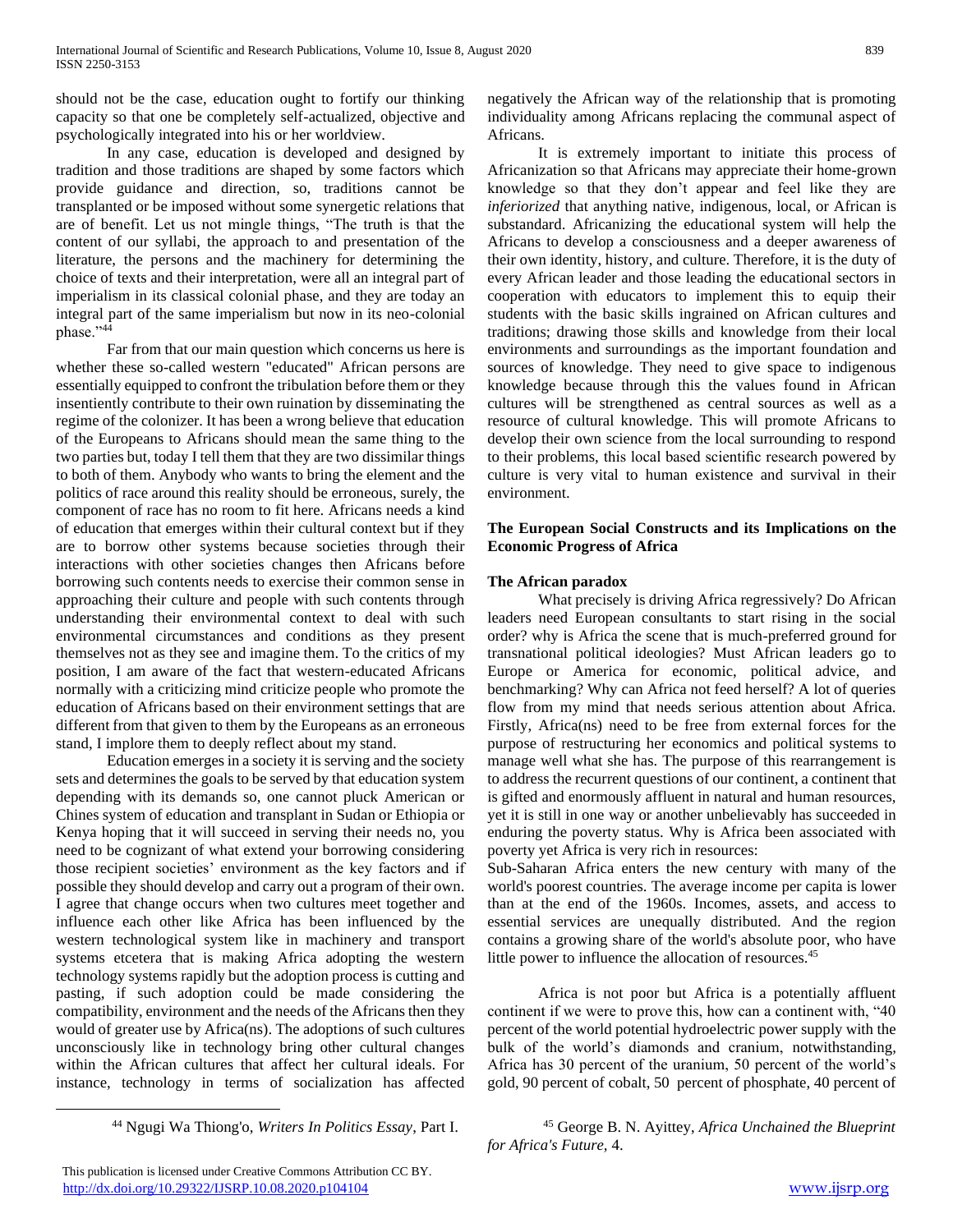should not be the case, education ought to fortify our thinking capacity so that one be completely self-actualized, objective and psychologically integrated into his or her worldview.

In any case, education is developed and designed by tradition and those traditions are shaped by some factors which provide guidance and direction, so, traditions cannot be transplanted or be imposed without some synergetic relations that are of benefit. Let us not mingle things, "The truth is that the content of our syllabi, the approach to and presentation of the literature, the persons and the machinery for determining the choice of texts and their interpretation, were all an integral part of imperialism in its classical colonial phase, and they are today an integral part of the same imperialism but now in its neo-colonial phase."[44]

Far from that our main question which concerns us here is whether these so-called western "educated" African persons are essentially equipped to confront the tribulation before them or they insentiently contribute to their own ruination by disseminating the regime of the colonizer. It has been a wrong believe that education of the Europeans to Africans should mean the same thing to the two parties but, today I tell them that they are two dissimilar things to both of them. Anybody who wants to bring the element and the politics of race around this reality should be erroneous, surely, the component of race has no room to fit here. Africans needs a kind of education that emerges within their cultural context but if they are to borrow other systems because societies through their interactions with other societies changes then Africans before borrowing such contents needs to exercise their common sense in approaching their culture and people with such contents through understanding their environmental context to deal with such environmental circumstances and conditions as they present themselves not as they see and imagine them. To the critics of my position, I am aware of the fact that western-educated Africans normally with a criticizing mind criticize people who promote the education of Africans based on their environment settings that are different from that given to them by the Europeans as an erroneous stand, I implore them to deeply reflect about my stand.

Education emerges in a society it is serving and the society sets and determines the goals to be served by that education system depending with its demands so, one cannot pluck American or Chines system of education and transplant in Sudan or Ethiopia or Kenya hoping that it will succeed in serving their needs no, you need to be cognizant of what extend your borrowing considering those recipient societies' environment as the key factors and if possible they should develop and carry out a program of their own. I agree that change occurs when two cultures meet together and influence each other like Africa has been influenced by the western technological system like in machinery and transport systems etcetera that is making Africa adopting the western technology systems rapidly but the adoption process is cutting and pasting, if such adoption could be made considering the compatibility, environment and the needs of the Africans then they would of greater use by Africa(ns). The adoptions of such cultures unconsciously like in technology bring other cultural changes within the African cultures that affect her cultural ideals. For instance, technology in terms of socialization has affected negatively the African way of the relationship that is promoting individuality among Africans replacing the communal aspect of Africans.

It is extremely important to initiate this process of Africanization so that Africans may appreciate their home-grown knowledge so that they don't appear and feel like they are *inferiorized* that anything native, indigenous, local, or African is substandard. Africanizing the educational system will help the Africans to develop a consciousness and a deeper awareness of their own identity, history, and culture. Therefore, it is the duty of every African leader and those leading the educational sectors in cooperation with educators to implement this to equip their students with the basic skills ingrained on African cultures and traditions; drawing those skills and knowledge from their local environments and surroundings as the important foundation and sources of knowledge. They need to give space to indigenous knowledge because through this the values found in African cultures will be strengthened as central sources as well as a resource of cultural knowledge. This will promote Africans to develop their own science from the local surrounding to respond to their problems, this local based scientific research powered by culture is very vital to human existence and survival in their environment.

## The European Social Constructs and its Implications on the Economic Progress of Africa

### The African paradox

What precisely is driving Africa regressively? Do African leaders need European consultants to start rising in the social order? why is Africa the scene that is much-preferred ground for transnational political ideologies? Must African leaders go to Europe or America for economic, political advice, and benchmarking? Why can Africa not feed herself? A lot of queries flow from my mind that needs serious attention about Africa. Firstly, Africa(ns) need to be free from external forces for the purpose of restructuring her economics and political systems to manage well what she has. The purpose of this rearrangement is to address the recurrent questions of our continent, a continent that is gifted and enormously affluent in natural and human resources, yet it is still in one way or another unbelievably has succeeded in enduring the poverty status. Why is Africa been associated with poverty yet Africa is very rich in resources:

Sub-Saharan Africa enters the new century with many of the world's poorest countries. The average income per capita is lower than at the end of the 1960s. Incomes, assets, and access to essential services are unequally distributed. And the region contains a growing share of the world's absolute poor, who have little power to influence the allocation of resources.[45]

Africa is not poor but Africa is a potentially affluent continent if we were to prove this, how can a continent with, "40 percent of the world potential hydroelectric power supply with the bulk of the world's diamonds and cranium, notwithstanding, Africa has 30 percent of the uranium, 50 percent of the world's gold, 90 percent of cobalt, 50 percent of phosphate, 40 percent of

---

[44] Ngugi Wa Thiong'o, *Writers In Politics Essay*, Part I.

[45] George B. N. Ayittey, *Africa Unchained the Blueprint for Africa's Future,* 4.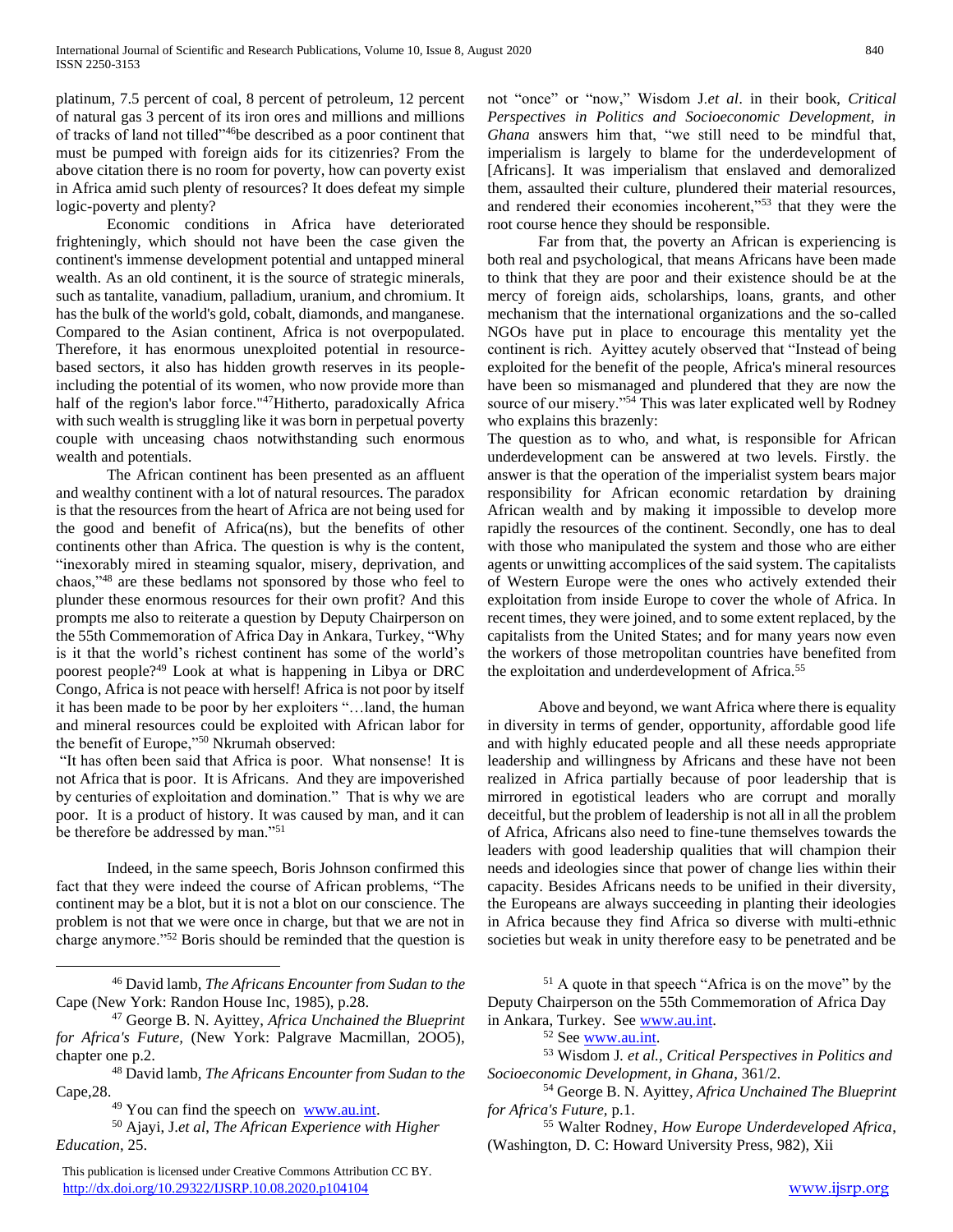platinum, 7.5 percent of coal, 8 percent of petroleum, 12 percent of natural gas 3 percent of its iron ores and millions and millions of tracks of land not tilled"[46]be described as a poor continent that must be pumped with foreign aids for its citizenries? From the above citation there is no room for poverty, how can poverty exist in Africa amid such plenty of resources? It does defeat my simple logic-poverty and plenty?

Economic conditions in Africa have deteriorated frighteningly, which should not have been the case given the continent's immense development potential and untapped mineral wealth. As an old continent, it is the source of strategic minerals, such as tantalite, vanadium, palladium, uranium, and chromium. It has the bulk of the world's gold, cobalt, diamonds, and manganese. Compared to the Asian continent, Africa is not overpopulated. Therefore, it has enormous unexploited potential in resource-based sectors, it also has hidden growth reserves in its people-including the potential of its women, who now provide more than half of the region's labor force."[47]Hitherto, paradoxically Africa with such wealth is struggling like it was born in perpetual poverty couple with unceasing chaos notwithstanding such enormous wealth and potentials.

The African continent has been presented as an affluent and wealthy continent with a lot of natural resources. The paradox is that the resources from the heart of Africa are not being used for the good and benefit of Africa(ns), but the benefits of other continents other than Africa. The question is why is the content, "inexorably mired in steaming squalor, misery, deprivation, and chaos,"[48] are these bedlams not sponsored by those who feel to plunder these enormous resources for their own profit? And this prompts me also to reiterate a question by Deputy Chairperson on the 55th Commemoration of Africa Day in Ankara, Turkey, "Why is it that the world's richest continent has some of the world's poorest people?[49] Look at what is happening in Libya or DRC Congo, Africa is not peace with herself! Africa is not poor by itself it has been made to be poor by her exploiters "…land, the human and mineral resources could be exploited with African labor for the benefit of Europe,"[50] Nkrumah observed:

"It has often been said that Africa is poor. What nonsense! It is not Africa that is poor. It is Africans. And they are impoverished by centuries of exploitation and domination." That is why we are poor. It is a product of history. It was caused by man, and it can be therefore be addressed by man."[51]

Indeed, in the same speech, Boris Johnson confirmed this fact that they were indeed the course of African problems, "The continent may be a blot, but it is not a blot on our conscience. The problem is not that we were once in charge, but that we are not in charge anymore."[52] Boris should be reminded that the question is not "once" or "now," Wisdom J.*et al*. in their book, *Critical Perspectives in Politics and Socioeconomic Development, in Ghana* answers him that, "we still need to be mindful that, imperialism is largely to blame for the underdevelopment of [Africans]. It was imperialism that enslaved and demoralized them, assaulted their culture, plundered their material resources, and rendered their economies incoherent,"[53] that they were the root course hence they should be responsible.

Far from that, the poverty an African is experiencing is both real and psychological, that means Africans have been made to think that they are poor and their existence should be at the mercy of foreign aids, scholarships, loans, grants, and other mechanism that the international organizations and the so-called NGOs have put in place to encourage this mentality yet the continent is rich. Ayittey acutely observed that "Instead of being exploited for the benefit of the people, Africa's mineral resources have been so mismanaged and plundered that they are now the source of our misery."[54] This was later explicated well by Rodney who explains this brazenly:

The question as to who, and what, is responsible for African underdevelopment can be answered at two levels. Firstly. the answer is that the operation of the imperialist system bears major responsibility for African economic retardation by draining African wealth and by making it impossible to develop more rapidly the resources of the continent. Secondly, one has to deal with those who manipulated the system and those who are either agents or unwitting accomplices of the said system. The capitalists of Western Europe were the ones who actively extended their exploitation from inside Europe to cover the whole of Africa. In recent times, they were joined, and to some extent replaced, by the capitalists from the United States; and for many years now even the workers of those metropolitan countries have benefited from the exploitation and underdevelopment of Africa.[55]

Above and beyond, we want Africa where there is equality in diversity in terms of gender, opportunity, affordable good life and with highly educated people and all these needs appropriate leadership and willingness by Africans and these have not been realized in Africa partially because of poor leadership that is mirrored in egotistical leaders who are corrupt and morally deceitful, but the problem of leadership is not all in all the problem of Africa, Africans also need to fine-tune themselves towards the leaders with good leadership qualities that will champion their needs and ideologies since that power of change lies within their capacity. Besides Africans needs to be unified in their diversity, the Europeans are always succeeding in planting their ideologies in Africa because they find Africa so diverse with multi-ethnic societies but weak in unity therefore easy to be penetrated and be

---

[46] David lamb, *The Africans Encounter from Sudan to the* Cape (New York: Randon House Inc, 1985), p.28.

[47] George B. N. Ayittey, *Africa Unchained the Blueprint for Africa's Future*, (New York: Palgrave Macmillan, 2OO5), chapter one p.2.

[48] David lamb, *The Africans Encounter from Sudan to the* Cape,28.

[49] You can find the speech on www.au.int.

[50] Ajayi, J.*et al*, *The African Experience with Higher Education*, 25.

[51] A quote in that speech "Africa is on the move" by the Deputy Chairperson on the 55th Commemoration of Africa Day in Ankara, Turkey. See www.au.int.

[52] See www.au.int.

[53] Wisdom J. *et al., Critical Perspectives in Politics and Socioeconomic Development, in Ghana*, 361/2.

[54] George B. N. Ayittey, *Africa Unchained The Blueprint for Africa's Future,* p.1.

[55] Walter Rodney, *How Europe Underdeveloped Africa*, (Washington, D. C: Howard University Press, 982), Xii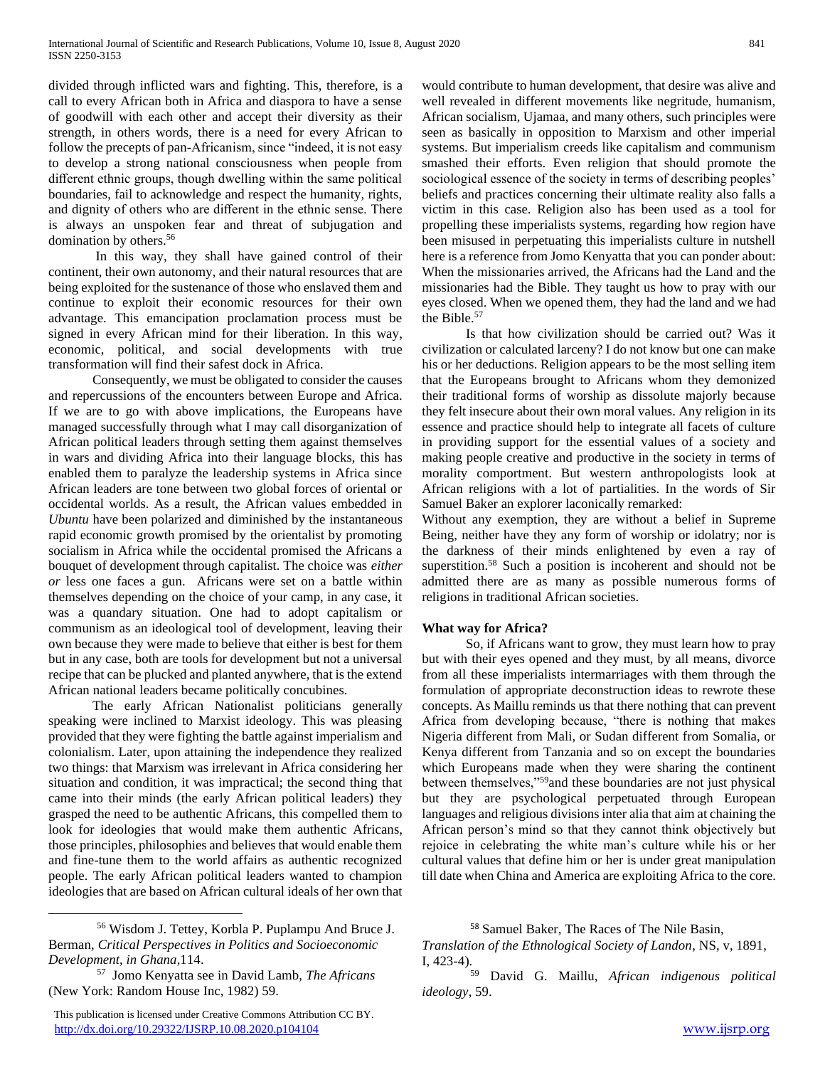divided through inflicted wars and fighting. This, therefore, is a call to every African both in Africa and diaspora to have a sense of goodwill with each other and accept their diversity as their strength, in others words, there is a need for every African to follow the precepts of pan-Africanism, since "indeed, it is not easy to develop a strong national consciousness when people from different ethnic groups, though dwelling within the same political boundaries, fail to acknowledge and respect the humanity, rights, and dignity of others who are different in the ethnic sense. There is always an unspoken fear and threat of subjugation and domination by others.[56]

In this way, they shall have gained control of their continent, their own autonomy, and their natural resources that are being exploited for the sustenance of those who enslaved them and continue to exploit their economic resources for their own advantage. This emancipation proclamation process must be signed in every African mind for their liberation. In this way, economic, political, and social developments with true transformation will find their safest dock in Africa.

Consequently, we must be obligated to consider the causes and repercussions of the encounters between Europe and Africa. If we are to go with above implications, the Europeans have managed successfully through what I may call disorganization of African political leaders through setting them against themselves in wars and dividing Africa into their language blocks, this has enabled them to paralyze the leadership systems in Africa since African leaders are tone between two global forces of oriental or occidental worlds. As a result, the African values embedded in *Ubuntu* have been polarized and diminished by the instantaneous rapid economic growth promised by the orientalist by promoting socialism in Africa while the occidental promised the Africans a bouquet of development through capitalist. The choice was *either or* less one faces a gun. Africans were set on a battle within themselves depending on the choice of your camp, in any case, it was a quandary situation. One had to adopt capitalism or communism as an ideological tool of development, leaving their own because they were made to believe that either is best for them but in any case, both are tools for development but not a universal recipe that can be plucked and planted anywhere, that is the extend African national leaders became politically concubines.

The early African Nationalist politicians generally speaking were inclined to Marxist ideology. This was pleasing provided that they were fighting the battle against imperialism and colonialism. Later, upon attaining the independence they realized two things: that Marxism was irrelevant in Africa considering her situation and condition, it was impractical; the second thing that came into their minds (the early African political leaders) they grasped the need to be authentic Africans, this compelled them to look for ideologies that would make them authentic Africans, those principles, philosophies and believes that would enable them and fine-tune them to the world affairs as authentic recognized people. The early African political leaders wanted to champion ideologies that are based on African cultural ideals of her own that would contribute to human development, that desire was alive and well revealed in different movements like negritude, humanism, African socialism, Ujamaa, and many others, such principles were seen as basically in opposition to Marxism and other imperial systems. But imperialism creeds like capitalism and communism smashed their efforts. Even religion that should promote the sociological essence of the society in terms of describing peoples' beliefs and practices concerning their ultimate reality also falls a victim in this case. Religion also has been used as a tool for propelling these imperialists systems, regarding how region have been misused in perpetuating this imperialists culture in nutshell here is a reference from Jomo Kenyatta that you can ponder about:

When the missionaries arrived, the Africans had the Land and the missionaries had the Bible. They taught us how to pray with our eyes closed. When we opened them, they had the land and we had the Bible.[57]

Is that how civilization should be carried out? Was it civilization or calculated larceny? I do not know but one can make his or her deductions. Religion appears to be the most selling item that the Europeans brought to Africans whom they demonized their traditional forms of worship as dissolute majorly because they felt insecure about their own moral values. Any religion in its essence and practice should help to integrate all facets of culture in providing support for the essential values of a society and making people creative and productive in the society in terms of morality comportment. But western anthropologists look at African religions with a lot of partialities. In the words of Sir Samuel Baker an explorer laconically remarked:

Without any exemption, they are without a belief in Supreme Being, neither have they any form of worship or idolatry; nor is the darkness of their minds enlightened by even a ray of superstition.[58] Such a position is incoherent and should not be admitted there are as many as possible numerous forms of religions in traditional African societies.

### What way for Africa?

So, if Africans want to grow, they must learn how to pray but with their eyes opened and they must, by all means, divorce from all these imperialists intermarriages with them through the formulation of appropriate deconstruction ideas to rewrote these concepts. As Maillu reminds us that there nothing that can prevent Africa from developing because, "there is nothing that makes Nigeria different from Mali, or Sudan different from Somalia, or Kenya different from Tanzania and so on except the boundaries which Europeans made when they were sharing the continent between themselves,"[59]and these boundaries are not just physical but they are psychological perpetuated through European languages and religious divisions inter alia that aim at chaining the African person's mind so that they cannot think objectively but rejoice in celebrating the white man's culture while his or her cultural values that define him or her is under great manipulation till date when China and America are exploiting Africa to the core.

---

[56] Wisdom J. Tettey, Korbla P. Puplampu And Bruce J. Berman, *Critical Perspectives in Politics and Socioeconomic Development, in Ghana*,114.

[57] Jomo Kenyatta see in David Lamb, *The Africans* (New York: Random House Inc, 1982) 59.

[58] Samuel Baker, The Races of The Nile Basin, *Translation of the Ethnological Society of Landon*, NS, v, 1891, I, 423-4).

[59] David G. Maillu, *African indigenous political ideology*, 59.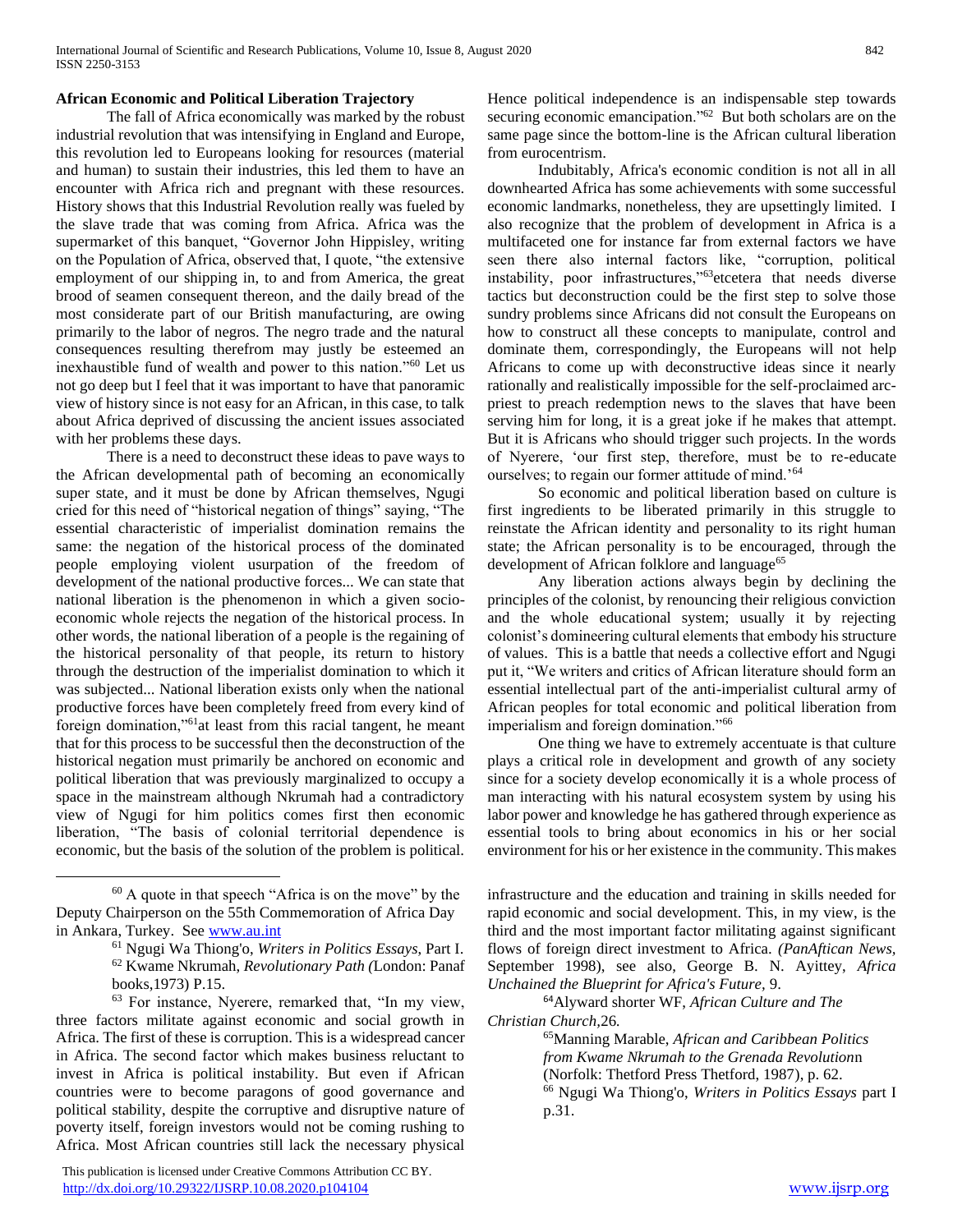## African Economic and Political Liberation Trajectory

The fall of Africa economically was marked by the robust industrial revolution that was intensifying in England and Europe, this revolution led to Europeans looking for resources (material and human) to sustain their industries, this led them to have an encounter with Africa rich and pregnant with these resources. History shows that this Industrial Revolution really was fueled by the slave trade that was coming from Africa. Africa was the supermarket of this banquet, "Governor John Hippisley, writing on the Population of Africa, observed that, I quote, "the extensive employment of our shipping in, to and from America, the great brood of seamen consequent thereon, and the daily bread of the most considerate part of our British manufacturing, are owing primarily to the labor of negros. The negro trade and the natural consequences resulting therefrom may justly be esteemed an inexhaustible fund of wealth and power to this nation."[60] Let us not go deep but I feel that it was important to have that panoramic view of history since is not easy for an African, in this case, to talk about Africa deprived of discussing the ancient issues associated with her problems these days.

There is a need to deconstruct these ideas to pave ways to the African developmental path of becoming an economically super state, and it must be done by African themselves, Ngugi cried for this need of "historical negation of things" saying, "The essential characteristic of imperialist domination remains the same: the negation of the historical process of the dominated people employing violent usurpation of the freedom of development of the national productive forces... We can state that national liberation is the phenomenon in which a given socio-economic whole rejects the negation of the historical process. In other words, the national liberation of a people is the regaining of the historical personality of that people, its return to history through the destruction of the imperialist domination to which it was subjected... National liberation exists only when the national productive forces have been completely freed from every kind of foreign domination,"[61]at least from this racial tangent, he meant that for this process to be successful then the deconstruction of the historical negation must primarily be anchored on economic and political liberation that was previously marginalized to occupy a space in the mainstream although Nkrumah had a contradictory view of Ngugi for him politics comes first then economic liberation, "The basis of colonial territorial dependence is economic, but the basis of the solution of the problem is political. Hence political independence is an indispensable step towards securing economic emancipation."[62] But both scholars are on the same page since the bottom-line is the African cultural liberation from eurocentrism.

Indubitably, Africa's economic condition is not all in all downhearted Africa has some achievements with some successful economic landmarks, nonetheless, they are upsettingly limited. I also recognize that the problem of development in Africa is a multifaceted one for instance far from external factors we have seen there also internal factors like, "corruption, political instability, poor infrastructures,"[63]etcetera that needs diverse tactics but deconstruction could be the first step to solve those sundry problems since Africans did not consult the Europeans on how to construct all these concepts to manipulate, control and dominate them, correspondingly, the Europeans will not help Africans to come up with deconstructive ideas since it nearly rationally and realistically impossible for the self-proclaimed arc-priest to preach redemption news to the slaves that have been serving him for long, it is a great joke if he makes that attempt. But it is Africans who should trigger such projects. In the words of Nyerere, 'our first step, therefore, must be to re-educate ourselves; to regain our former attitude of mind.'[64]

So economic and political liberation based on culture is first ingredients to be liberated primarily in this struggle to reinstate the African identity and personality to its right human state; the African personality is to be encouraged, through the development of African folklore and language[65]

Any liberation actions always begin by declining the principles of the colonist, by renouncing their religious conviction and the whole educational system; usually it by rejecting colonist's domineering cultural elements that embody his structure of values. This is a battle that needs a collective effort and Ngugi put it, "We writers and critics of African literature should form an essential intellectual part of the anti-imperialist cultural army of African peoples for total economic and political liberation from imperialism and foreign domination."[66]

One thing we have to extremely accentuate is that culture plays a critical role in development and growth of any society since for a society develop economically it is a whole process of man interacting with his natural ecosystem system by using his labor power and knowledge he has gathered through experience as essential tools to bring about economics in his or her social environment for his or her existence in the community. This makes

---

[60] A quote in that speech "Africa is on the move" by the Deputy Chairperson on the 55th Commemoration of Africa Day in Ankara, Turkey. See www.au.int

[61] Ngugi Wa Thiong'o, *Writers in Politics Essays*, Part I.

[62] Kwame Nkrumah, *Revolutionary Path (*London: Panaf books,1973) P.15.

[63] For instance, Nyerere, remarked that, "In my view, three factors militate against economic and social growth in Africa. The first of these is corruption. This is a widespread cancer in Africa. The second factor which makes business reluctant to invest in Africa is political instability. But even if African countries were to become paragons of good governance and political stability, despite the corruptive and disruptive nature of poverty itself, foreign investors would not be coming rushing to Africa. Most African countries still lack the necessary physical infrastructure and the education and training in skills needed for rapid economic and social development. This, in my view, is the third and the most important factor militating against significant flows of foreign direct investment to Africa. *(PanAftican News,* September 1998), see also, George B. N. Ayittey, *Africa Unchained the Blueprint for Africa's Future*, 9.

[64] Alyward shorter WF, *African Culture and The Christian Church,*26.

[65] Manning Marable, *African and Caribbean Politics from Kwame Nkrumah to the Grenada Revolution*n (Norfolk: Thetford Press Thetford, 1987), p. 62.

[66] Ngugi Wa Thiong'o, *Writers in Politics Essays* part I p.31.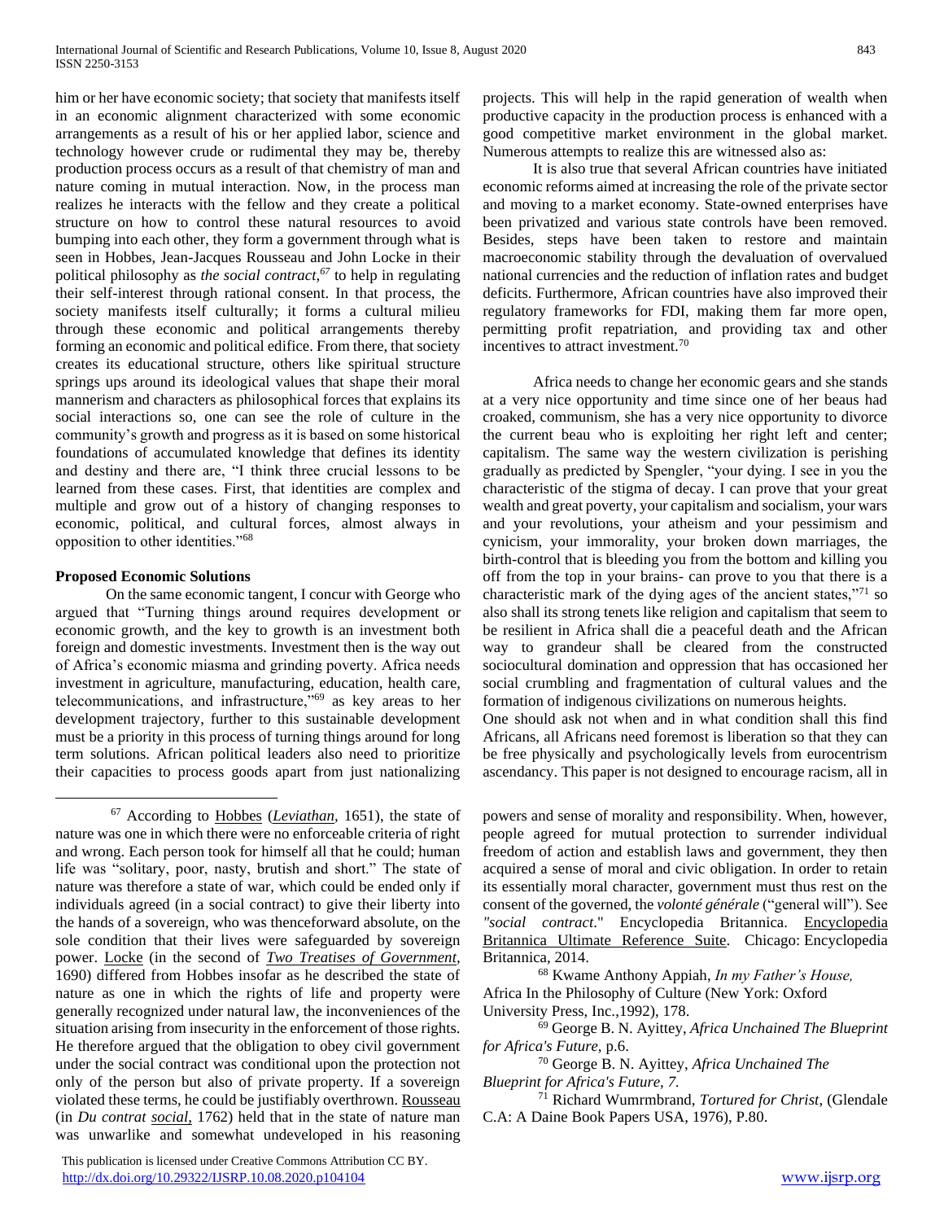him or her have economic society; that society that manifests itself in an economic alignment characterized with some economic arrangements as a result of his or her applied labor, science and technology however crude or rudimental they may be, thereby production process occurs as a result of that chemistry of man and nature coming in mutual interaction. Now, in the process man realizes he interacts with the fellow and they create a political structure on how to control these natural resources to avoid bumping into each other, they form a government through what is seen in Hobbes, Jean-Jacques Rousseau and John Locke in their political philosophy as *the social contract*,[67] to help in regulating their self-interest through rational consent. In that process, the society manifests itself culturally; it forms a cultural milieu through these economic and political arrangements thereby forming an economic and political edifice. From there, that society creates its educational structure, others like spiritual structure springs ups around its ideological values that shape their moral mannerism and characters as philosophical forces that explains its social interactions so, one can see the role of culture in the community's growth and progress as it is based on some historical foundations of accumulated knowledge that defines its identity and destiny and there are, "I think three crucial lessons to be learned from these cases. First, that identities are complex and multiple and grow out of a history of changing responses to economic, political, and cultural forces, almost always in opposition to other identities."[68]

**Proposed Economic Solutions**

On the same economic tangent, I concur with George who argued that "Turning things around requires development or economic growth, and the key to growth is an investment both foreign and domestic investments. Investment then is the way out of Africa's economic miasma and grinding poverty. Africa needs investment in agriculture, manufacturing, education, health care, telecommunications, and infrastructure,"[69] as key areas to her development trajectory, further to this sustainable development must be a priority in this process of turning things around for long term solutions. African political leaders also need to prioritize their capacities to process goods apart from just nationalizing projects. This will help in the rapid generation of wealth when productive capacity in the production process is enhanced with a good competitive market environment in the global market. Numerous attempts to realize this are witnessed also as:

It is also true that several African countries have initiated economic reforms aimed at increasing the role of the private sector and moving to a market economy. State-owned enterprises have been privatized and various state controls have been removed. Besides, steps have been taken to restore and maintain macroeconomic stability through the devaluation of overvalued national currencies and the reduction of inflation rates and budget deficits. Furthermore, African countries have also improved their regulatory frameworks for FDI, making them far more open, permitting profit repatriation, and providing tax and other incentives to attract investment.[70]

Africa needs to change her economic gears and she stands at a very nice opportunity and time since one of her beaus had croaked, communism, she has a very nice opportunity to divorce the current beau who is exploiting her right left and center; capitalism. The same way the western civilization is perishing gradually as predicted by Spengler, "your dying. I see in you the characteristic of the stigma of decay. I can prove that your great wealth and great poverty, your capitalism and socialism, your wars and your revolutions, your atheism and your pessimism and cynicism, your immorality, your broken down marriages, the birth-control that is bleeding you from the bottom and killing you off from the top in your brains- can prove to you that there is a characteristic mark of the dying ages of the ancient states,"[71] so also shall its strong tenets like religion and capitalism that seem to be resilient in Africa shall die a peaceful death and the African way to grandeur shall be cleared from the constructed sociocultural domination and oppression that has occasioned her social crumbling and fragmentation of cultural values and the formation of indigenous civilizations on numerous heights.

One should ask not when and in what condition shall this find Africans, all Africans need foremost is liberation so that they can be free physically and psychologically levels from eurocentrism ascendancy. This paper is not designed to encourage racism, all in

---

[67] According to Hobbes (*Leviathan*, 1651), the state of nature was one in which there were no enforceable criteria of right and wrong. Each person took for himself all that he could; human life was "solitary, poor, nasty, brutish and short." The state of nature was therefore a state of war, which could be ended only if individuals agreed (in a social contract) to give their liberty into the hands of a sovereign, who was thenceforward absolute, on the sole condition that their lives were safeguarded by sovereign power. Locke (in the second of *Two Treatises of Government*, 1690) differed from Hobbes insofar as he described the state of nature as one in which the rights of life and property were generally recognized under natural law, the inconveniences of the situation arising from insecurity in the enforcement of those rights. He therefore argued that the obligation to obey civil government under the social contract was conditional upon the protection not only of the person but also of private property. If a sovereign violated these terms, he could be justifiably overthrown. Rousseau (in *Du contrat social*, 1762) held that in the state of nature man was unwarlike and somewhat undeveloped in his reasoning powers and sense of morality and responsibility. When, however, people agreed for mutual protection to surrender individual freedom of action and establish laws and government, they then acquired a sense of moral and civic obligation. In order to retain its essentially moral character, government must thus rest on the consent of the governed, the *volonté générale* ("general will"). See *"social contract*." Encyclopedia Britannica. Encyclopedia Britannica Ultimate Reference Suite. Chicago: Encyclopedia Britannica, 2014.

[68] Kwame Anthony Appiah, *In my Father's House,* Africa In the Philosophy of Culture (New York: Oxford University Press, Inc.,1992), 178.

[69] George B. N. Ayittey, *Africa Unchained The Blueprint for Africa's Future,* p.6.

[70] George B. N. Ayittey, *Africa Unchained The Blueprint for Africa's Future, 7.*

[71] Richard Wumrmbrand, *Tortured for Christ*, (Glendale C.A: A Daine Book Papers USA, 1976), P.80.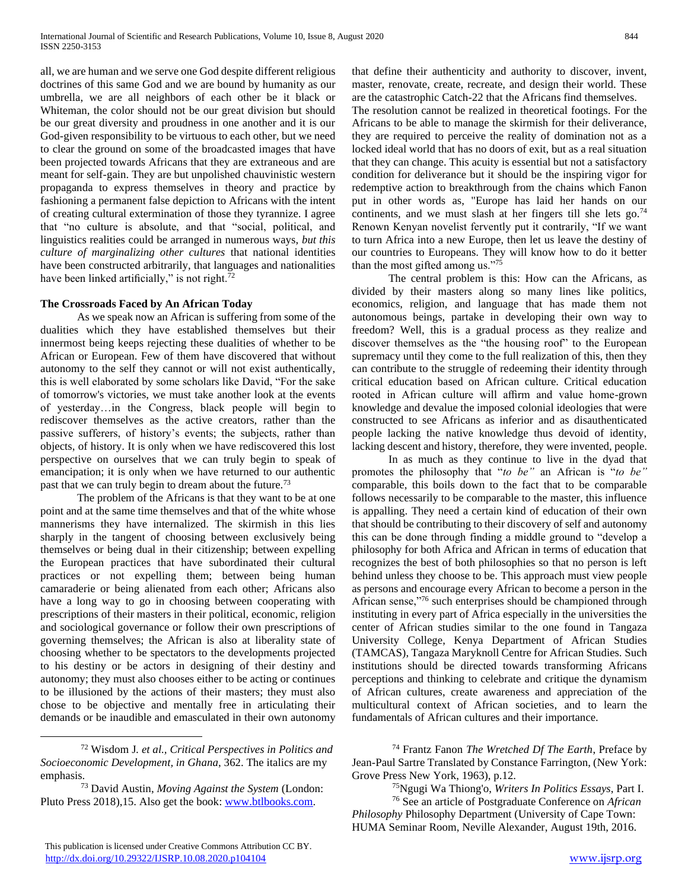all, we are human and we serve one God despite different religious doctrines of this same God and we are bound by humanity as our umbrella, we are all neighbors of each other be it black or Whiteman, the color should not be our great division but should be our great diversity and proudness in one another and it is our God-given responsibility to be virtuous to each other, but we need to clear the ground on some of the broadcasted images that have been projected towards Africans that they are extraneous and are meant for self-gain. They are but unpolished chauvinistic western propaganda to express themselves in theory and practice by fashioning a permanent false depiction to Africans with the intent of creating cultural extermination of those they tyrannize. I agree that "no culture is absolute, and that "social, political, and linguistics realities could be arranged in numerous ways, *but this culture of marginalizing other cultures* that national identities have been constructed arbitrarily, that languages and nationalities have been linked artificially," is not right.[72]

### The Crossroads Faced by An African Today

As we speak now an African is suffering from some of the dualities which they have established themselves but their innermost being keeps rejecting these dualities of whether to be African or European. Few of them have discovered that without autonomy to the self they cannot or will not exist authentically, this is well elaborated by some scholars like David, "For the sake of tomorrow's victories, we must take another look at the events of yesterday…in the Congress, black people will begin to rediscover themselves as the active creators, rather than the passive sufferers, of history's events; the subjects, rather than objects, of history. It is only when we have rediscovered this lost perspective on ourselves that we can truly begin to speak of emancipation; it is only when we have returned to our authentic past that we can truly begin to dream about the future.[73]

The problem of the Africans is that they want to be at one point and at the same time themselves and that of the white whose mannerisms they have internalized. The skirmish in this lies sharply in the tangent of choosing between exclusively being themselves or being dual in their citizenship; between expelling the European practices that have subordinated their cultural practices or not expelling them; between being human camaraderie or being alienated from each other; Africans also have a long way to go in choosing between cooperating with prescriptions of their masters in their political, economic, religion and sociological governance or follow their own prescriptions of governing themselves; the African is also at liberality state of choosing whether to be spectators to the developments projected to his destiny or be actors in designing of their destiny and autonomy; they must also chooses either to be acting or continues to be illusioned by the actions of their masters; they must also chose to be objective and mentally free in articulating their demands or be inaudible and emasculated in their own autonomy that define their authenticity and authority to discover, invent, master, renovate, create, recreate, and design their world. These are the catastrophic Catch-22 that the Africans find themselves.

The resolution cannot be realized in theoretical footings. For the Africans to be able to manage the skirmish for their deliverance, they are required to perceive the reality of domination not as a locked ideal world that has no doors of exit, but as a real situation that they can change. This acuity is essential but not a satisfactory condition for deliverance but it should be the inspiring vigor for redemptive action to breakthrough from the chains which Fanon put in other words as, "Europe has laid her hands on our continents, and we must slash at her fingers till she lets go.[74] Renown Kenyan novelist fervently put it contrarily, "If we want to turn Africa into a new Europe, then let us leave the destiny of our countries to Europeans. They will know how to do it better than the most gifted among us."[75]

The central problem is this: How can the Africans, as divided by their masters along so many lines like politics, economics, religion, and language that has made them not autonomous beings, partake in developing their own way to freedom? Well, this is a gradual process as they realize and discover themselves as the "the housing roof" to the European supremacy until they come to the full realization of this, then they can contribute to the struggle of redeeming their identity through critical education based on African culture. Critical education rooted in African culture will affirm and value home-grown knowledge and devalue the imposed colonial ideologies that were constructed to see Africans as inferior and as disauthenticated people lacking the native knowledge thus devoid of identity, lacking descent and history, therefore, they were invented, people.

In as much as they continue to live in the dyad that promotes the philosophy that "*to be"* an African is "*to be"* comparable, this boils down to the fact that to be comparable follows necessarily to be comparable to the master, this influence is appalling. They need a certain kind of education of their own that should be contributing to their discovery of self and autonomy this can be done through finding a middle ground to "develop a philosophy for both Africa and African in terms of education that recognizes the best of both philosophies so that no person is left behind unless they choose to be. This approach must view people as persons and encourage every African to become a person in the African sense,"[76] such enterprises should be championed through instituting in every part of Africa especially in the universities the center of African studies similar to the one found in Tangaza University College, Kenya Department of African Studies (TAMCAS), Tangaza Maryknoll Centre for African Studies. Such institutions should be directed towards transforming Africans perceptions and thinking to celebrate and critique the dynamism of African cultures, create awareness and appreciation of the multicultural context of African societies, and to learn the fundamentals of African cultures and their importance.

---

[72] Wisdom J. *et al., Critical Perspectives in Politics and Socioeconomic Development, in Ghana*, 362. The italics are my emphasis.

[73] David Austin, *Moving Against the System* (London: Pluto Press 2018),15. Also get the book: www.btlbooks.com.

[74] Frantz Fanon *The Wretched Df The Earth*, Preface by Jean-Paul Sartre Translated by Constance Farrington, (New York: Grove Press New York, 1963), p.12.

[75] Ngugi Wa Thiong'o, *Writers In Politics Essays*, Part I.

[76] See an article of Postgraduate Conference on *African Philosophy* Philosophy Department (University of Cape Town: HUMA Seminar Room, Neville Alexander, August 19th, 2016.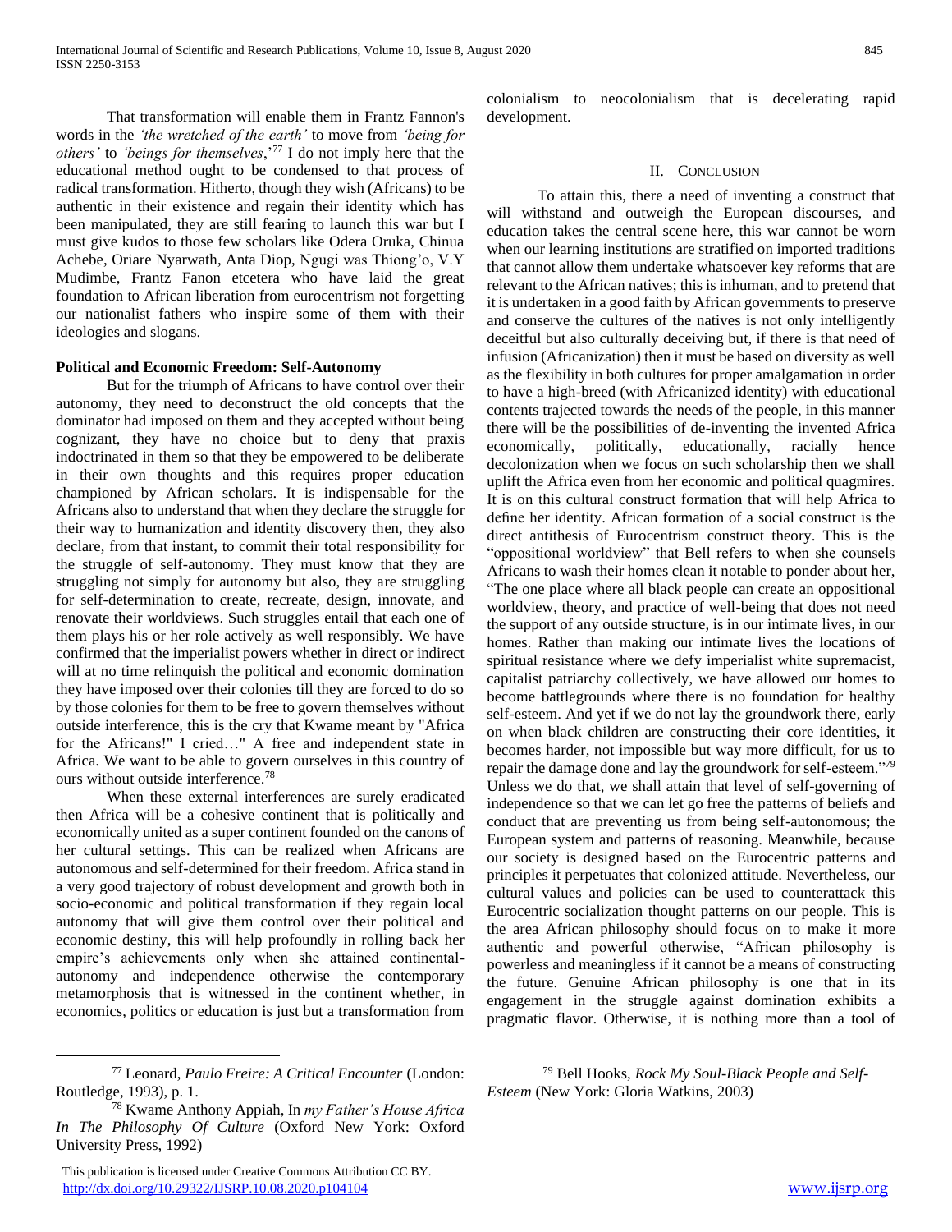That transformation will enable them in Frantz Fannon's words in the *'the wretched of the earth'* to move from *'being for others'* to *'beings for themselves*,'[77] I do not imply here that the educational method ought to be condensed to that process of radical transformation. Hitherto, though they wish (Africans) to be authentic in their existence and regain their identity which has been manipulated, they are still fearing to launch this war but I must give kudos to those few scholars like Odera Oruka, Chinua Achebe, Oriare Nyarwath, Anta Diop, Ngugi was Thiong'o, V.Y Mudimbe, Frantz Fanon etcetera who have laid the great foundation to African liberation from eurocentrism not forgetting our nationalist fathers who inspire some of them with their ideologies and slogans.

**Political and Economic Freedom: Self-Autonomy**

But for the triumph of Africans to have control over their autonomy, they need to deconstruct the old concepts that the dominator had imposed on them and they accepted without being cognizant, they have no choice but to deny that praxis indoctrinated in them so that they be empowered to be deliberate in their own thoughts and this requires proper education championed by African scholars. It is indispensable for the Africans also to understand that when they declare the struggle for their way to humanization and identity discovery then, they also declare, from that instant, to commit their total responsibility for the struggle of self-autonomy. They must know that they are struggling not simply for autonomy but also, they are struggling for self-determination to create, recreate, design, innovate, and renovate their worldviews. Such struggles entail that each one of them plays his or her role actively as well responsibly. We have confirmed that the imperialist powers whether in direct or indirect will at no time relinquish the political and economic domination they have imposed over their colonies till they are forced to do so by those colonies for them to be free to govern themselves without outside interference, this is the cry that Kwame meant by "Africa for the Africans!" I cried…" A free and independent state in Africa. We want to be able to govern ourselves in this country of ours without outside interference.[78]

When these external interferences are surely eradicated then Africa will be a cohesive continent that is politically and economically united as a super continent founded on the canons of her cultural settings. This can be realized when Africans are autonomous and self-determined for their freedom. Africa stand in a very good trajectory of robust development and growth both in socio-economic and political transformation if they regain local autonomy that will give them control over their political and economic destiny, this will help profoundly in rolling back her empire's achievements only when she attained continental-autonomy and independence otherwise the contemporary metamorphosis that is witnessed in the continent whether, in economics, politics or education is just but a transformation from colonialism to neocolonialism that is decelerating rapid development.

## II. Conclusion

To attain this, there a need of inventing a construct that will withstand and outweigh the European discourses, and education takes the central scene here, this war cannot be worn when our learning institutions are stratified on imported traditions that cannot allow them undertake whatsoever key reforms that are relevant to the African natives; this is inhuman, and to pretend that it is undertaken in a good faith by African governments to preserve and conserve the cultures of the natives is not only intelligently deceitful but also culturally deceiving but, if there is that need of infusion (Africanization) then it must be based on diversity as well as the flexibility in both cultures for proper amalgamation in order to have a high-breed (with Africanized identity) with educational contents trajected towards the needs of the people, in this manner there will be the possibilities of de-inventing the invented Africa economically, politically, educationally, racially hence decolonization when we focus on such scholarship then we shall uplift the Africa even from her economic and political quagmires. It is on this cultural construct formation that will help Africa to define her identity. African formation of a social construct is the direct antithesis of Eurocentrism construct theory. This is the "oppositional worldview" that Bell refers to when she counsels Africans to wash their homes clean it notable to ponder about her, "The one place where all black people can create an oppositional worldview, theory, and practice of well-being that does not need the support of any outside structure, is in our intimate lives, in our homes. Rather than making our intimate lives the locations of spiritual resistance where we defy imperialist white supremacist, capitalist patriarchy collectively, we have allowed our homes to become battlegrounds where there is no foundation for healthy self-esteem. And yet if we do not lay the groundwork there, early on when black children are constructing their core identities, it becomes harder, not impossible but way more difficult, for us to repair the damage done and lay the groundwork for self-esteem."[79] Unless we do that, we shall attain that level of self-governing of independence so that we can let go free the patterns of beliefs and conduct that are preventing us from being self-autonomous; the European system and patterns of reasoning. Meanwhile, because our society is designed based on the Eurocentric patterns and principles it perpetuates that colonized attitude. Nevertheless, our cultural values and policies can be used to counterattack this Eurocentric socialization thought patterns on our people. This is the area African philosophy should focus on to make it more authentic and powerful otherwise, "African philosophy is powerless and meaningless if it cannot be a means of constructing the future. Genuine African philosophy is one that in its engagement in the struggle against domination exhibits a pragmatic flavor. Otherwise, it is nothing more than a tool of

---

[77] Leonard, *Paulo Freire: A Critical Encounter* (London: Routledge, 1993), p. 1.

[78] Kwame Anthony Appiah, In *my Father's House Africa In The Philosophy Of Culture* (Oxford New York: Oxford University Press, 1992)

[79] Bell Hooks, *Rock My Soul-Black People and Self-Esteem* (New York: Gloria Watkins, 2003)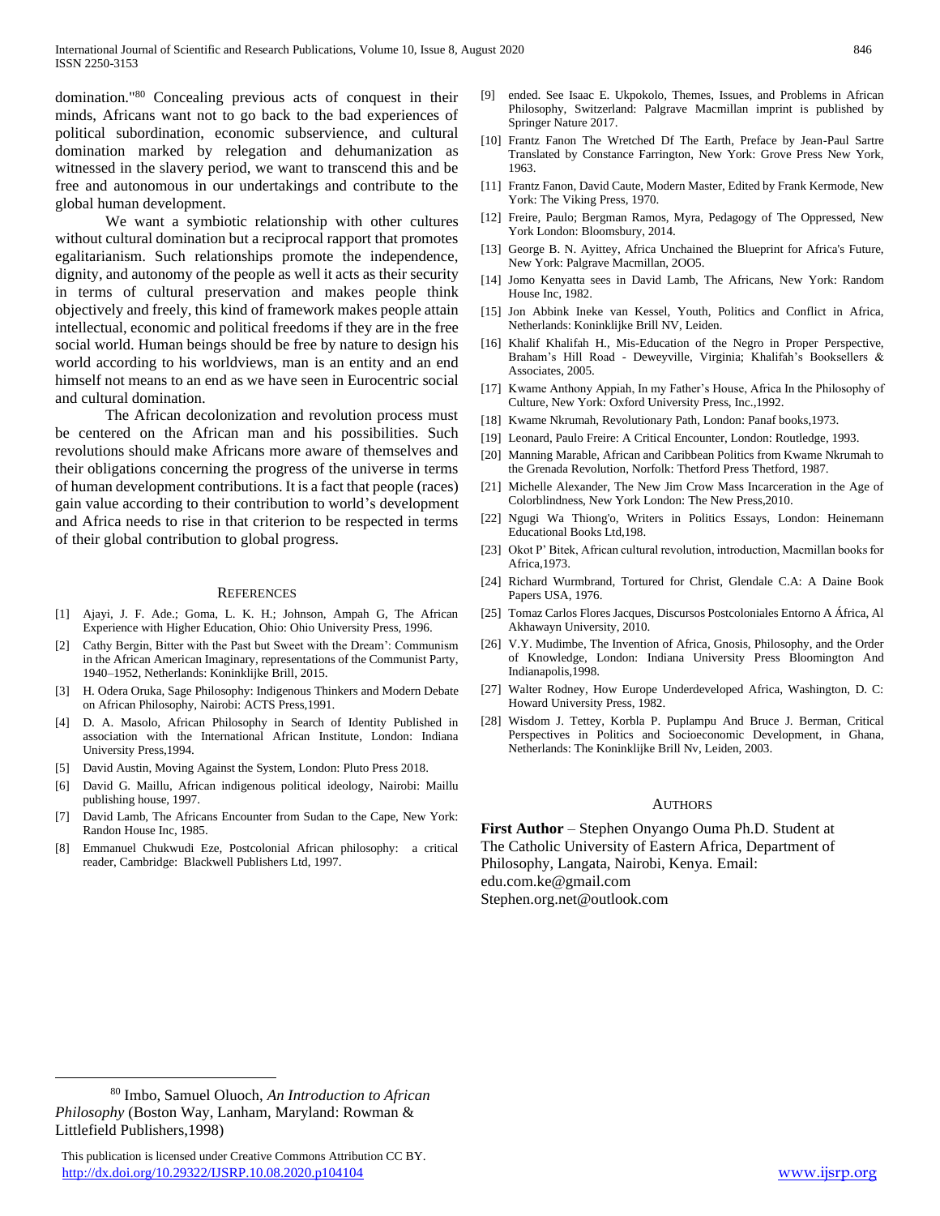domination."[80] Concealing previous acts of conquest in their minds, Africans want not to go back to the bad experiences of political subordination, economic subservience, and cultural domination marked by relegation and dehumanization as witnessed in the slavery period, we want to transcend this and be free and autonomous in our undertakings and contribute to the global human development.

We want a symbiotic relationship with other cultures without cultural domination but a reciprocal rapport that promotes egalitarianism. Such relationships promote the independence, dignity, and autonomy of the people as well it acts as their security in terms of cultural preservation and makes people think objectively and freely, this kind of framework makes people attain intellectual, economic and political freedoms if they are in the free social world. Human beings should be free by nature to design his world according to his worldviews, man is an entity and an end himself not means to an end as we have seen in Eurocentric social and cultural domination.

The African decolonization and revolution process must be centered on the African man and his possibilities. Such revolutions should make Africans more aware of themselves and their obligations concerning the progress of the universe in terms of human development contributions. It is a fact that people (races) gain value according to their contribution to world's development and Africa needs to rise in that criterion to be respected in terms of their global contribution to global progress.

## REFERENCES

[1] Ajayi, J. F. Ade.; Goma, L. K. H.; Johnson, Ampah G, The African Experience with Higher Education, Ohio: Ohio University Press, 1996.

[2] Cathy Bergin, Bitter with the Past but Sweet with the Dream': Communism in the African American Imaginary, representations of the Communist Party, 1940–1952, Netherlands: Koninklijke Brill, 2015.

[3] H. Odera Oruka, Sage Philosophy: Indigenous Thinkers and Modern Debate on African Philosophy, Nairobi: ACTS Press,1991.

[4] D. A. Masolo, African Philosophy in Search of Identity Published in association with the International African Institute, London: Indiana University Press,1994.

[5] David Austin, Moving Against the System, London: Pluto Press 2018.

[6] David G. Maillu, African indigenous political ideology, Nairobi: Maillu publishing house, 1997.

[7] David Lamb, The Africans Encounter from Sudan to the Cape, New York: Randon House Inc, 1985.

[8] Emmanuel Chukwudi Eze, Postcolonial African philosophy: a critical reader, Cambridge: Blackwell Publishers Ltd, 1997.

[9] ended. See Isaac E. Ukpokolo, Themes, Issues, and Problems in African Philosophy, Switzerland: Palgrave Macmillan imprint is published by Springer Nature 2017.

[10] Frantz Fanon The Wretched Df The Earth, Preface by Jean-Paul Sartre Translated by Constance Farrington, New York: Grove Press New York, 1963.

[11] Frantz Fanon, David Caute, Modern Master, Edited by Frank Kermode, New York: The Viking Press, 1970.

[12] Freire, Paulo; Bergman Ramos, Myra, Pedagogy of The Oppressed, New York London: Bloomsbury, 2014.

[13] George B. N. Ayittey, Africa Unchained the Blueprint for Africa's Future, New York: Palgrave Macmillan, 2OO5.

[14] Jomo Kenyatta sees in David Lamb, The Africans, New York: Random House Inc, 1982.

[15] Jon Abbink Ineke van Kessel, Youth, Politics and Conflict in Africa, Netherlands: Koninklijke Brill NV, Leiden.

[16] Khalif Khalifah H., Mis-Education of the Negro in Proper Perspective, Braham's Hill Road - Deweyville, Virginia; Khalifah's Booksellers & Associates, 2005.

[17] Kwame Anthony Appiah, In my Father's House, Africa In the Philosophy of Culture, New York: Oxford University Press, Inc.,1992.

[18] Kwame Nkrumah, Revolutionary Path, London: Panaf books,1973.

[19] Leonard, Paulo Freire: A Critical Encounter, London: Routledge, 1993.

[20] Manning Marable, African and Caribbean Politics from Kwame Nkrumah to the Grenada Revolution, Norfolk: Thetford Press Thetford, 1987.

[21] Michelle Alexander, The New Jim Crow Mass Incarceration in the Age of Colorblindness, New York London: The New Press,2010.

[22] Ngugi Wa Thiong'o, Writers in Politics Essays, London: Heinemann Educational Books Ltd,198.

[23] Okot P' Bitek, African cultural revolution, introduction, Macmillan books for Africa,1973.

[24] Richard Wurmbrand, Tortured for Christ, Glendale C.A: A Daine Book Papers USA, 1976.

[25] Tomaz Carlos Flores Jacques, Discursos Postcoloniales Entorno A África, Al Akhawayn University, 2010.

[26] V.Y. Mudimbe, The Invention of Africa, Gnosis, Philosophy, and the Order of Knowledge, London: Indiana University Press Bloomington And Indianapolis,1998.

[27] Walter Rodney, How Europe Underdeveloped Africa, Washington, D. C: Howard University Press, 1982.

[28] Wisdom J. Tettey, Korbla P. Puplampu And Bruce J. Berman, Critical Perspectives in Politics and Socioeconomic Development, in Ghana, Netherlands: The Koninklijke Brill Nv, Leiden, 2003.

## AUTHORS

**First Author** – Stephen Onyango Ouma Ph.D. Student at The Catholic University of Eastern Africa, Department of Philosophy, Langata, Nairobi, Kenya. Email: edu.com.ke@gmail.com Stephen.org.net@outlook.com

[80] Imbo, Samuel Oluoch, *An Introduction to African Philosophy* (Boston Way, Lanham, Maryland: Rowman & Littlefield Publishers,1998)

This publication is licensed under Creative Commons Attribution CC BY.
http://dx.doi.org/10.29322/IJSRP.10.08.2020.p104104